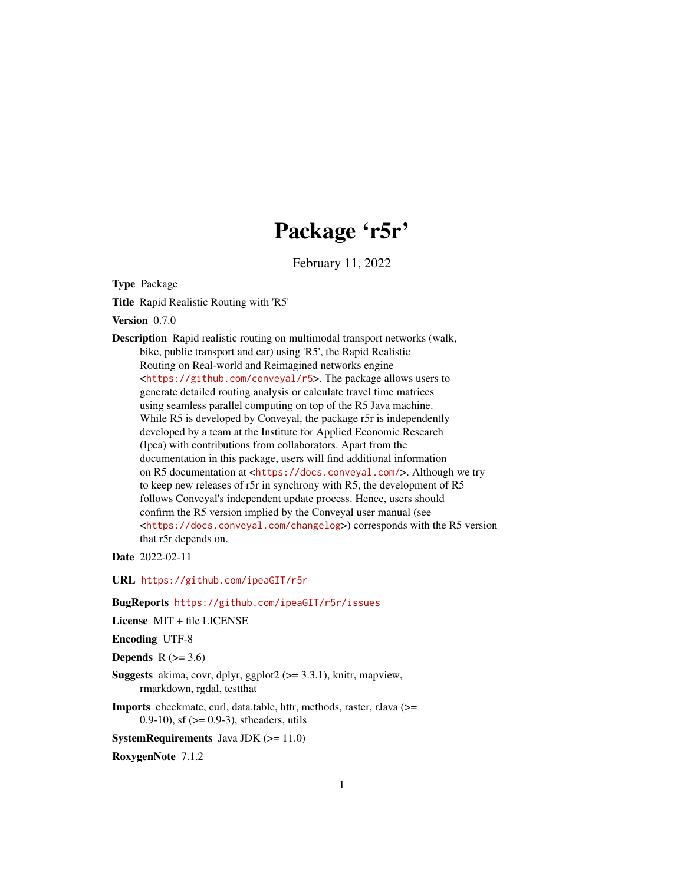# Package 'r5r'

February 11, 2022

**Type** Package

**Title** Rapid Realistic Routing with 'R5'

**Version** 0.7.0

**Description** Rapid realistic routing on multimodal transport networks (walk, bike, public transport and car) using 'R5', the Rapid Realistic Routing on Real-world and Reimagined networks engine <https://github.com/conveyal/r5>. The package allows users to generate detailed routing analysis or calculate travel time matrices using seamless parallel computing on top of the R5 Java machine. While R5 is developed by Conveyal, the package r5r is independently developed by a team at the Institute for Applied Economic Research (Ipea) with contributions from collaborators. Apart from the documentation in this package, users will find additional information on R5 documentation at <https://docs.conveyal.com/>. Although we try to keep new releases of r5r in synchrony with R5, the development of R5 follows Conveyal's independent update process. Hence, users should confirm the R5 version implied by the Conveyal user manual (see <https://docs.conveyal.com/changelog>) corresponds with the R5 version that r5r depends on.

**Date** 2022-02-11

**URL** https://github.com/ipeaGIT/r5r

**BugReports** https://github.com/ipeaGIT/r5r/issues

**License** MIT + file LICENSE

**Encoding** UTF-8

**Depends** R (>= 3.6)

**Suggests** akima, covr, dplyr, ggplot2 (>= 3.3.1), knitr, mapview, rmarkdown, rgdal, testthat

**Imports** checkmate, curl, data.table, httr, methods, raster, rJava (>= 0.9-10), sf (>= 0.9-3), sfheaders, utils

**SystemRequirements** Java JDK (>= 11.0)

**RoxygenNote** 7.1.2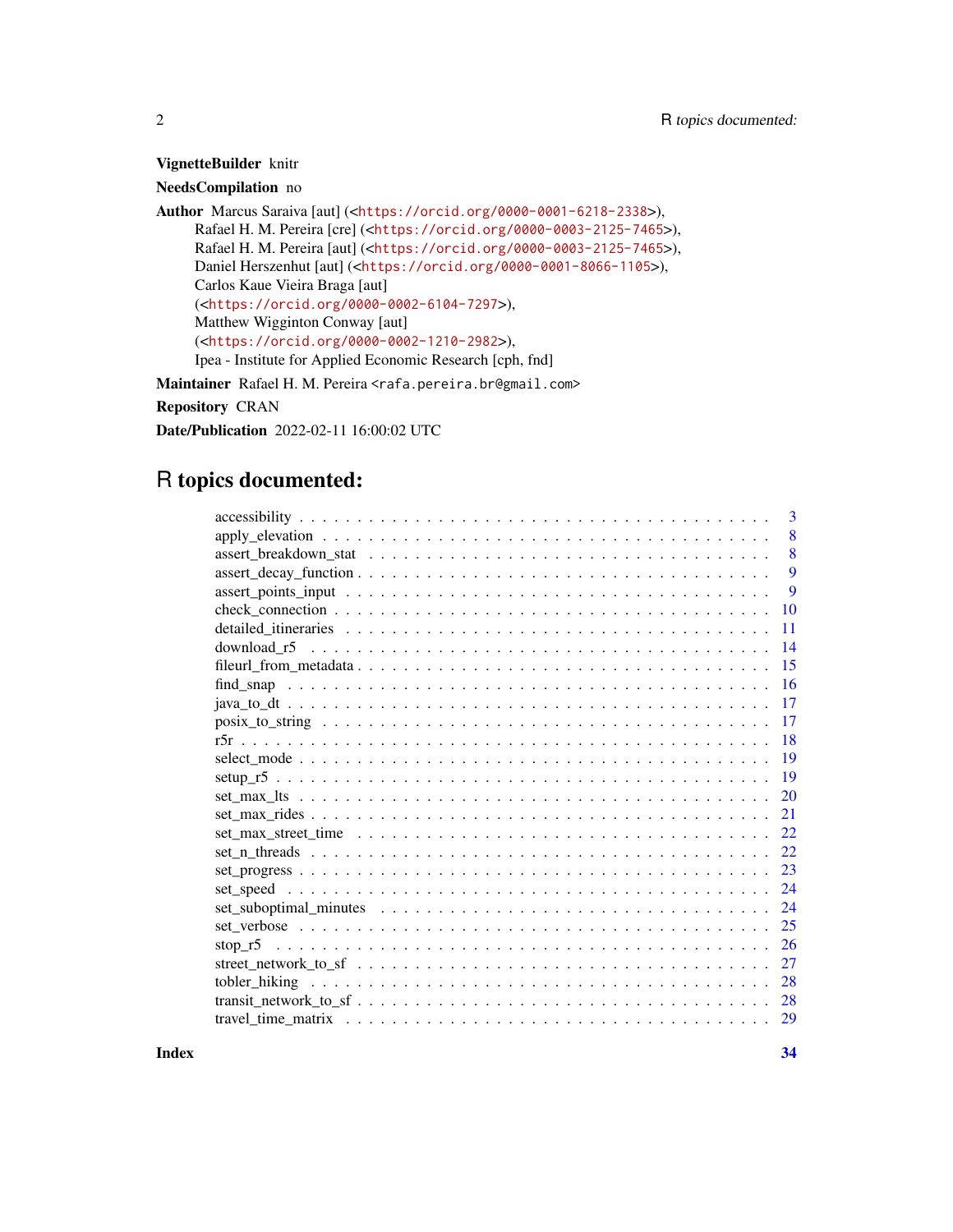**VignetteBuilder** knitr

**NeedsCompilation** no

**Author** Marcus Saraiva [aut] (<https://orcid.org/0000-0001-6218-2338>),
Rafael H. M. Pereira [cre] (<https://orcid.org/0000-0003-2125-7465>),
Rafael H. M. Pereira [aut] (<https://orcid.org/0000-0003-2125-7465>),
Daniel Herszenhut [aut] (<https://orcid.org/0000-0001-8066-1105>),
Carlos Kaue Vieira Braga [aut]
(<https://orcid.org/0000-0002-6104-7297>),
Matthew Wigginton Conway [aut]
(<https://orcid.org/0000-0002-1210-2982>),
Ipea - Institute for Applied Economic Research [cph, fnd]

**Maintainer** Rafael H. M. Pereira <rafa.pereira.br@gmail.com>

**Repository** CRAN

**Date/Publication** 2022-02-11 16:00:02 UTC

# R topics documented:

| | |
|---|---|
| accessibility | 3 |
| apply_elevation | 8 |
| assert_breakdown_stat | 8 |
| assert_decay_function | 9 |
| assert_points_input | 9 |
| check_connection | 10 |
| detailed_itineraries | 11 |
| download_r5 | 14 |
| fileurl_from_metadata | 15 |
| find_snap | 16 |
| java_to_dt | 17 |
| posix_to_string | 17 |
| r5r | 18 |
| select_mode | 19 |
| setup_r5 | 19 |
| set_max_lts | 20 |
| set_max_rides | 21 |
| set_max_street_time | 22 |
| set_n_threads | 22 |
| set_progress | 23 |
| set_speed | 24 |
| set_suboptimal_minutes | 24 |
| set_verbose | 25 |
| stop_r5 | 26 |
| street_network_to_sf | 27 |
| tobler_hiking | 28 |
| transit_network_to_sf | 28 |
| travel_time_matrix | 29 |

**Index** **34**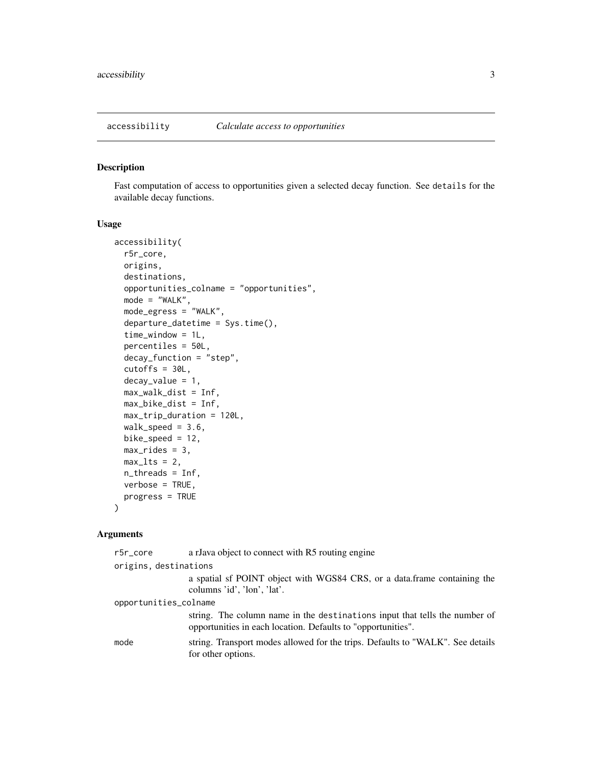## accessibility — *Calculate access to opportunities*

### Description

Fast computation of access to opportunities given a selected decay function. See `details` for the available decay functions.

### Usage

```
accessibility(
  r5r_core,
  origins,
  destinations,
  opportunities_colname = "opportunities",
  mode = "WALK",
  mode_egress = "WALK",
  departure_datetime = Sys.time(),
  time_window = 1L,
  percentiles = 50L,
  decay_function = "step",
  cutoffs = 30L,
  decay_value = 1,
  max_walk_dist = Inf,
  max_bike_dist = Inf,
  max_trip_duration = 120L,
  walk_speed = 3.6,
  bike_speed = 12,
  max_rides = 3,
  max_lts = 2,
  n_threads = Inf,
  verbose = TRUE,
  progress = TRUE
)
```

### Arguments

`r5r_core`
: a rJava object to connect with R5 routing engine

`origins, destinations`
: a spatial sf POINT object with WGS84 CRS, or a data.frame containing the columns 'id', 'lon', 'lat'.

`opportunities_colname`
: string. The column name in the `destinations` input that tells the number of opportunities in each location. Defaults to "opportunities".

`mode`
: string. Transport modes allowed for the trips. Defaults to "WALK". See details for other options.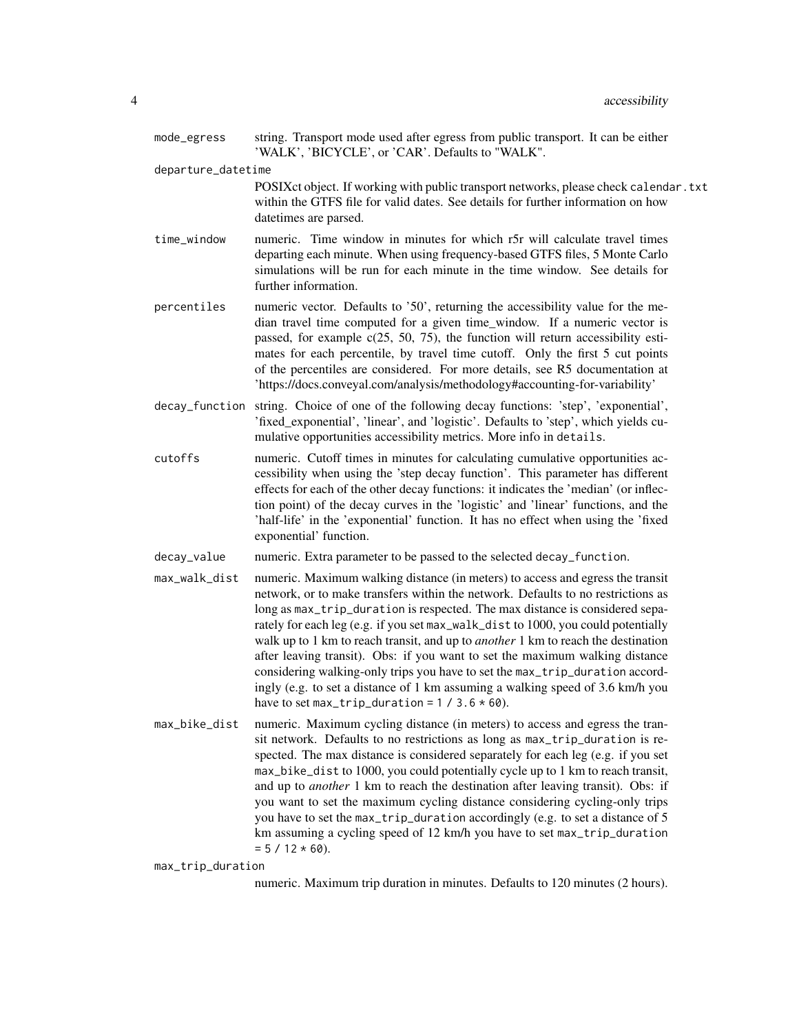`mode_egress` string. Transport mode used after egress from public transport. It can be either 'WALK', 'BICYCLE', or 'CAR'. Defaults to "WALK".

`departure_datetime`
POSIXct object. If working with public transport networks, please check `calendar.txt` within the GTFS file for valid dates. See details for further information on how datetimes are parsed.

`time_window` numeric. Time window in minutes for which r5r will calculate travel times departing each minute. When using frequency-based GTFS files, 5 Monte Carlo simulations will be run for each minute in the time window. See details for further information.

`percentiles` numeric vector. Defaults to '50', returning the accessibility value for the median travel time computed for a given time_window. If a numeric vector is passed, for example c(25, 50, 75), the function will return accessibility estimates for each percentile, by travel time cutoff. Only the first 5 cut points of the percentiles are considered. For more details, see R5 documentation at 'https://docs.conveyal.com/analysis/methodology#accounting-for-variability'

`decay_function` string. Choice of one of the following decay functions: 'step', 'exponential', 'fixed_exponential', 'linear', and 'logistic'. Defaults to 'step', which yields cumulative opportunities accessibility metrics. More info in `details`.

`cutoffs` numeric. Cutoff times in minutes for calculating cumulative opportunities accessibility when using the 'step decay function'. This parameter has different effects for each of the other decay functions: it indicates the 'median' (or inflection point) of the decay curves in the 'logistic' and 'linear' functions, and the 'half-life' in the 'exponential' function. It has no effect when using the 'fixed exponential' function.

`decay_value` numeric. Extra parameter to be passed to the selected `decay_function`.

`max_walk_dist` numeric. Maximum walking distance (in meters) to access and egress the transit network, or to make transfers within the network. Defaults to no restrictions as long as `max_trip_duration` is respected. The max distance is considered separately for each leg (e.g. if you set `max_walk_dist` to 1000, you could potentially walk up to 1 km to reach transit, and up to *another* 1 km to reach the destination after leaving transit). Obs: if you want to set the maximum walking distance considering walking-only trips you have to set the `max_trip_duration` accordingly (e.g. to set a distance of 1 km assuming a walking speed of 3.6 km/h you have to set `max_trip_duration = 1 / 3.6 * 60`).

`max_bike_dist` numeric. Maximum cycling distance (in meters) to access and egress the transit network. Defaults to no restrictions as long as `max_trip_duration` is respected. The max distance is considered separately for each leg (e.g. if you set `max_bike_dist` to 1000, you could potentially cycle up to 1 km to reach transit, and up to *another* 1 km to reach the destination after leaving transit). Obs: if you want to set the maximum cycling distance considering cycling-only trips you have to set the `max_trip_duration` accordingly (e.g. to set a distance of 5 km assuming a cycling speed of 12 km/h you have to set `max_trip_duration = 5 / 12 * 60`).

`max_trip_duration`
numeric. Maximum trip duration in minutes. Defaults to 120 minutes (2 hours).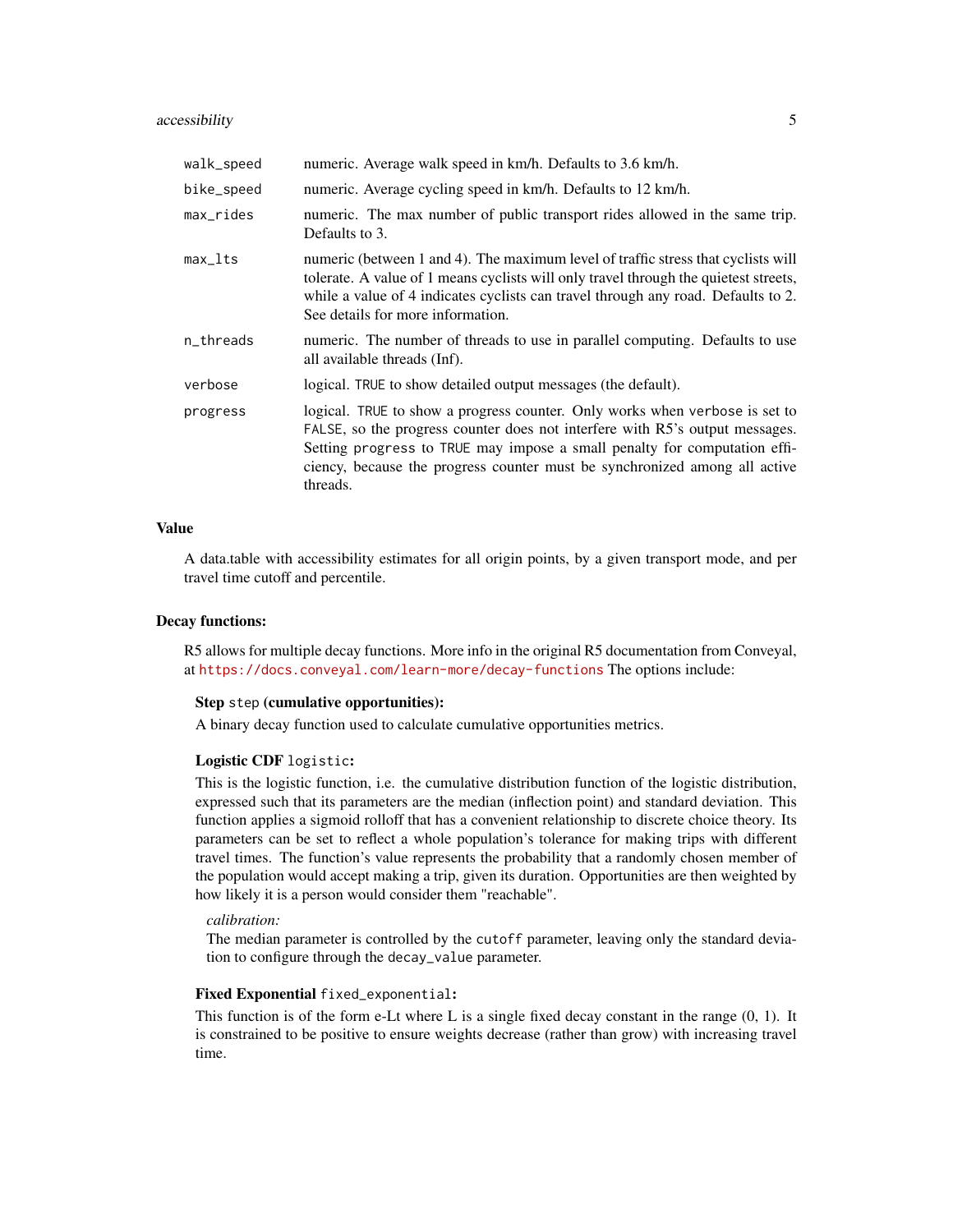| | |
|---|---|
| `walk_speed` | numeric. Average walk speed in km/h. Defaults to 3.6 km/h. |
| `bike_speed` | numeric. Average cycling speed in km/h. Defaults to 12 km/h. |
| `max_rides` | numeric. The max number of public transport rides allowed in the same trip. Defaults to 3. |
| `max_lts` | numeric (between 1 and 4). The maximum level of traffic stress that cyclists will tolerate. A value of 1 means cyclists will only travel through the quietest streets, while a value of 4 indicates cyclists can travel through any road. Defaults to 2. See details for more information. |
| `n_threads` | numeric. The number of threads to use in parallel computing. Defaults to use all available threads (Inf). |
| `verbose` | logical. `TRUE` to show detailed output messages (the default). |
| `progress` | logical. `TRUE` to show a progress counter. Only works when `verbose` is set to `FALSE`, so the progress counter does not interfere with R5's output messages. Setting `progress` to `TRUE` may impose a small penalty for computation efficiency, because the progress counter must be synchronized among all active threads. |

## Value

A data.table with accessibility estimates for all origin points, by a given transport mode, and per travel time cutoff and percentile.

## Decay functions:

R5 allows for multiple decay functions. More info in the original R5 documentation from Conveyal, at https://docs.conveyal.com/learn-more/decay-functions The options include:

### Step `step` (cumulative opportunities):

A binary decay function used to calculate cumulative opportunities metrics.

### Logistic CDF `logistic`:

This is the logistic function, i.e. the cumulative distribution function of the logistic distribution, expressed such that its parameters are the median (inflection point) and standard deviation. This function applies a sigmoid rolloff that has a convenient relationship to discrete choice theory. Its parameters can be set to reflect a whole population's tolerance for making trips with different travel times. The function's value represents the probability that a randomly chosen member of the population would accept making a trip, given its duration. Opportunities are then weighted by how likely it is a person would consider them "reachable".

*calibration:*
The median parameter is controlled by the `cutoff` parameter, leaving only the standard deviation to configure through the `decay_value` parameter.

### Fixed Exponential `fixed_exponential`:

This function is of the form e-Lt where L is a single fixed decay constant in the range (0, 1). It is constrained to be positive to ensure weights decrease (rather than grow) with increasing travel time.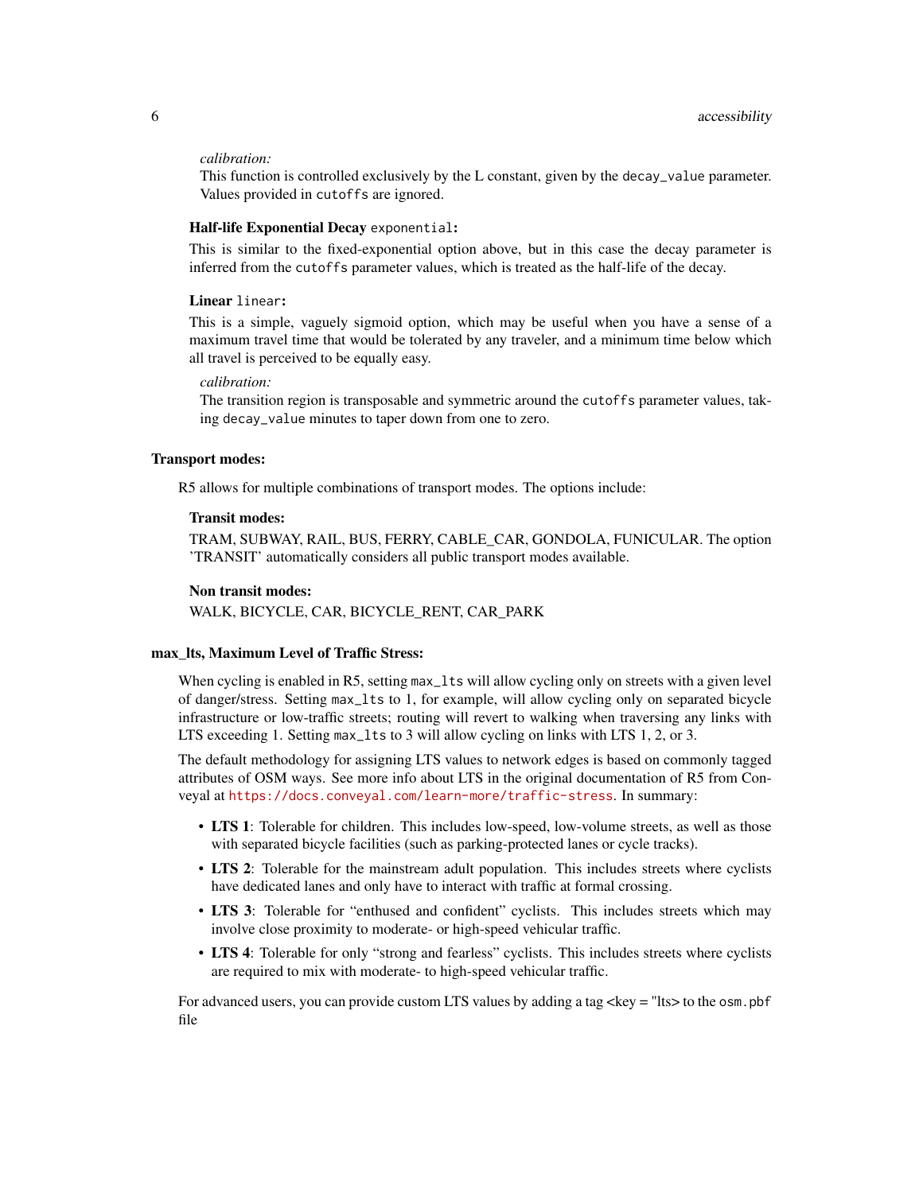*calibration:*

This function is controlled exclusively by the L constant, given by the `decay_value` parameter. Values provided in `cutoffs` are ignored.

**Half-life Exponential Decay `exponential`:**

This is similar to the fixed-exponential option above, but in this case the decay parameter is inferred from the `cutoffs` parameter values, which is treated as the half-life of the decay.

**Linear `linear`:**

This is a simple, vaguely sigmoid option, which may be useful when you have a sense of a maximum travel time that would be tolerated by any traveler, and a minimum time below which all travel is perceived to be equally easy.

*calibration:*

The transition region is transposable and symmetric around the `cutoffs` parameter values, taking `decay_value` minutes to taper down from one to zero.

### Transport modes:

R5 allows for multiple combinations of transport modes. The options include:

**Transit modes:**

TRAM, SUBWAY, RAIL, BUS, FERRY, CABLE_CAR, GONDOLA, FUNICULAR. The option 'TRANSIT' automatically considers all public transport modes available.

**Non transit modes:**

WALK, BICYCLE, CAR, BICYCLE_RENT, CAR_PARK

### max_lts, Maximum Level of Traffic Stress:

When cycling is enabled in R5, setting `max_lts` will allow cycling only on streets with a given level of danger/stress. Setting `max_lts` to 1, for example, will allow cycling only on separated bicycle infrastructure or low-traffic streets; routing will revert to walking when traversing any links with LTS exceeding 1. Setting `max_lts` to 3 will allow cycling on links with LTS 1, 2, or 3.

The default methodology for assigning LTS values to network edges is based on commonly tagged attributes of OSM ways. See more info about LTS in the original documentation of R5 from Conveyal at https://docs.conveyal.com/learn-more/traffic-stress. In summary:

- **LTS 1**: Tolerable for children. This includes low-speed, low-volume streets, as well as those with separated bicycle facilities (such as parking-protected lanes or cycle tracks).
- **LTS 2**: Tolerable for the mainstream adult population. This includes streets where cyclists have dedicated lanes and only have to interact with traffic at formal crossing.
- **LTS 3**: Tolerable for "enthused and confident" cyclists. This includes streets which may involve close proximity to moderate- or high-speed vehicular traffic.
- **LTS 4**: Tolerable for only "strong and fearless" cyclists. This includes streets where cyclists are required to mix with moderate- to high-speed vehicular traffic.

For advanced users, you can provide custom LTS values by adding a tag <key = "lts> to the `osm.pbf` file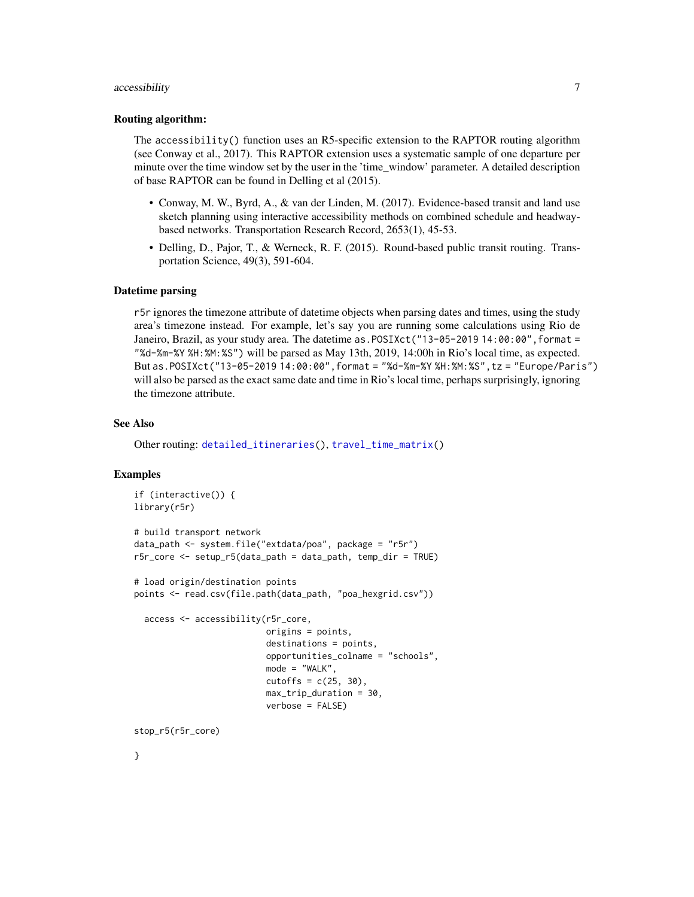### Routing algorithm:

The `accessibility()` function uses an R5-specific extension to the RAPTOR routing algorithm (see Conway et al., 2017). This RAPTOR extension uses a systematic sample of one departure per minute over the time window set by the user in the 'time_window' parameter. A detailed description of base RAPTOR can be found in Delling et al (2015).

- Conway, M. W., Byrd, A., & van der Linden, M. (2017). Evidence-based transit and land use sketch planning using interactive accessibility methods on combined schedule and headway-based networks. Transportation Research Record, 2653(1), 45-53.
- Delling, D., Pajor, T., & Werneck, R. F. (2015). Round-based public transit routing. Transportation Science, 49(3), 591-604.

### Datetime parsing

`r5r` ignores the timezone attribute of datetime objects when parsing dates and times, using the study area's timezone instead. For example, let's say you are running some calculations using Rio de Janeiro, Brazil, as your study area. The datetime `as.POSIXct("13-05-2019 14:00:00",format = "%d-%m-%Y %H:%M:%S")` will be parsed as May 13th, 2019, 14:00h in Rio's local time, as expected. But `as.POSIXct("13-05-2019 14:00:00",format = "%d-%m-%Y %H:%M:%S",tz = "Europe/Paris")` will also be parsed as the exact same date and time in Rio's local time, perhaps surprisingly, ignoring the timezone attribute.

## See Also

Other routing: `detailed_itineraries()`, `travel_time_matrix()`

## Examples

```
if (interactive()) {
library(r5r)

# build transport network
data_path <- system.file("extdata/poa", package = "r5r")
r5r_core <- setup_r5(data_path = data_path, temp_dir = TRUE)

# load origin/destination points
points <- read.csv(file.path(data_path, "poa_hexgrid.csv"))

  access <- accessibility(r5r_core,
                          origins = points,
                          destinations = points,
                          opportunities_colname = "schools",
                          mode = "WALK",
                          cutoffs = c(25, 30),
                          max_trip_duration = 30,
                          verbose = FALSE)

stop_r5(r5r_core)

}
```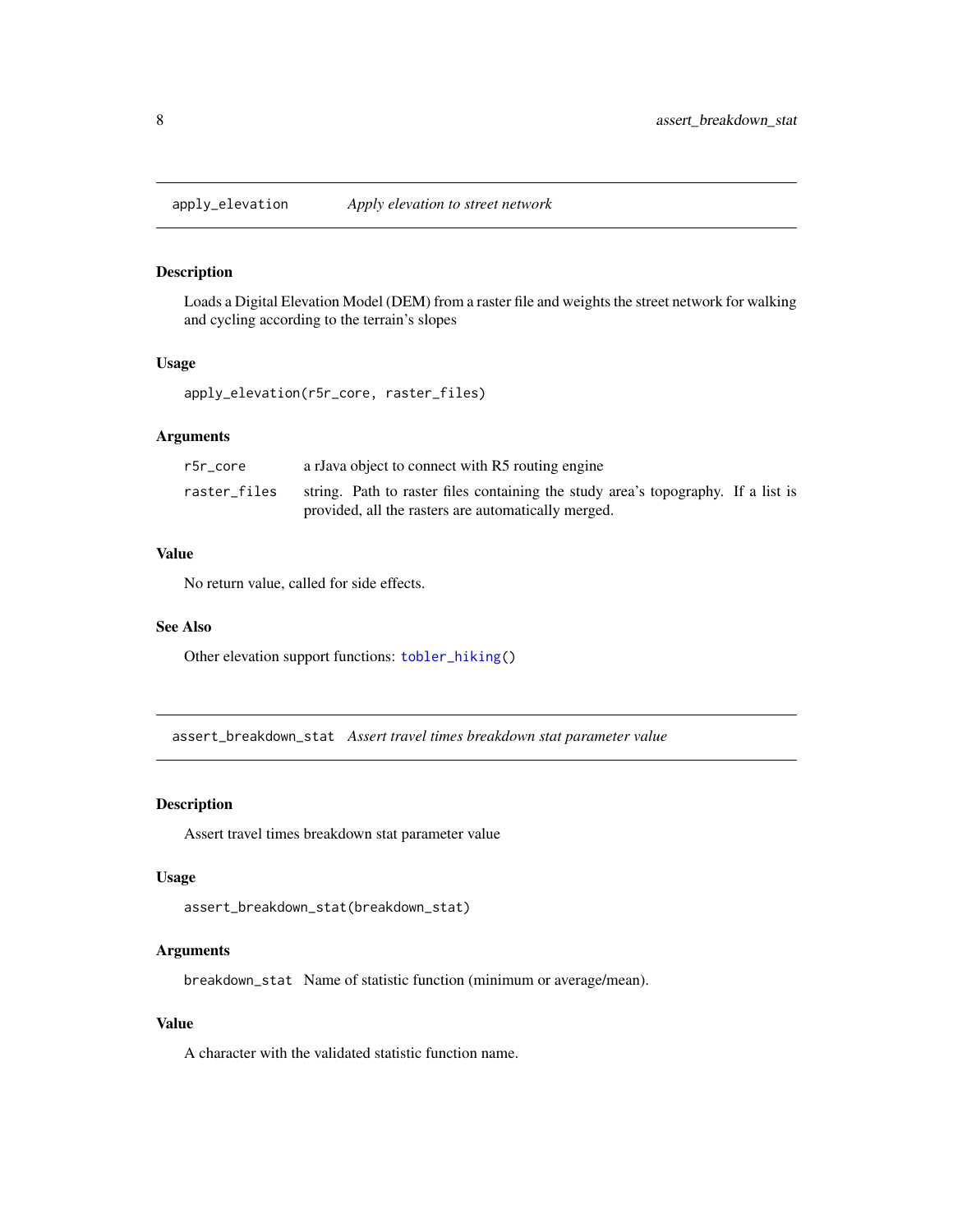## apply_elevation *Apply elevation to street network*

### Description

Loads a Digital Elevation Model (DEM) from a raster file and weights the street network for walking and cycling according to the terrain's slopes

### Usage

```
apply_elevation(r5r_core, raster_files)
```

### Arguments

| | |
|---|---|
| r5r_core | a rJava object to connect with R5 routing engine |
| raster_files | string. Path to raster files containing the study area's topography. If a list is provided, all the rasters are automatically merged. |

### Value

No return value, called for side effects.

### See Also

Other elevation support functions: tobler_hiking()

## assert_breakdown_stat *Assert travel times breakdown stat parameter value*

### Description

Assert travel times breakdown stat parameter value

### Usage

```
assert_breakdown_stat(breakdown_stat)
```

### Arguments

| | |
|---|---|
| breakdown_stat | Name of statistic function (minimum or average/mean). |

### Value

A character with the validated statistic function name.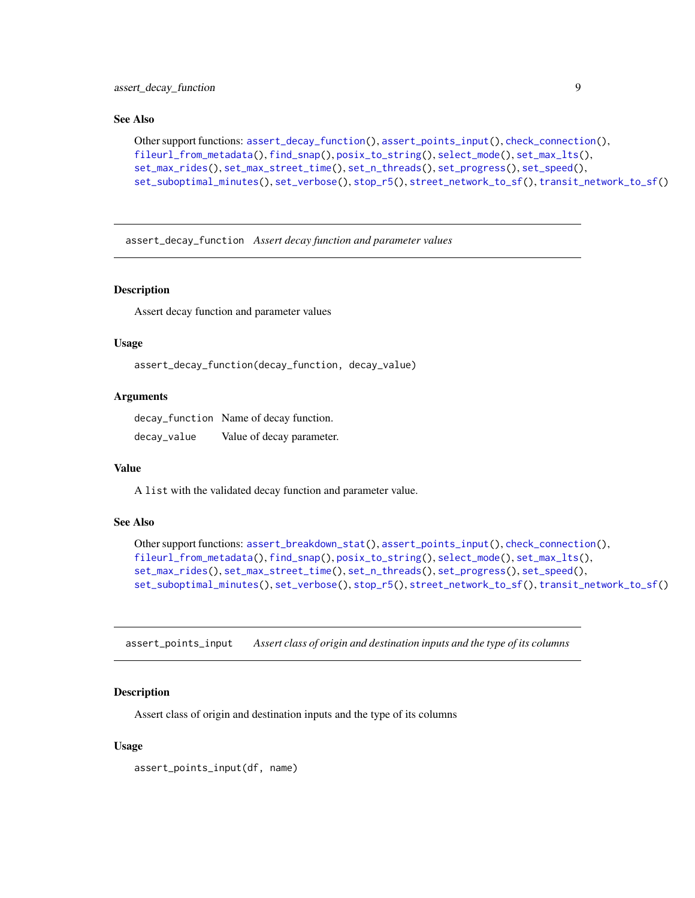## See Also

Other support functions: `assert_decay_function()`, `assert_points_input()`, `check_connection()`, `fileurl_from_metadata()`, `find_snap()`, `posix_to_string()`, `select_mode()`, `set_max_lts()`, `set_max_rides()`, `set_max_street_time()`, `set_n_threads()`, `set_progress()`, `set_speed()`, `set_suboptimal_minutes()`, `set_verbose()`, `stop_r5()`, `street_network_to_sf()`, `transit_network_to_sf()`

---

# `assert_decay_function` *Assert decay function and parameter values*

## Description

Assert decay function and parameter values

## Usage

```
assert_decay_function(decay_function, decay_value)
```

## Arguments

| | |
|---|---|
| `decay_function` | Name of decay function. |
| `decay_value` | Value of decay parameter. |

## Value

A `list` with the validated decay function and parameter value.

## See Also

Other support functions: `assert_breakdown_stat()`, `assert_points_input()`, `check_connection()`, `fileurl_from_metadata()`, `find_snap()`, `posix_to_string()`, `select_mode()`, `set_max_lts()`, `set_max_rides()`, `set_max_street_time()`, `set_n_threads()`, `set_progress()`, `set_speed()`, `set_suboptimal_minutes()`, `set_verbose()`, `stop_r5()`, `street_network_to_sf()`, `transit_network_to_sf()`

---

# `assert_points_input` *Assert class of origin and destination inputs and the type of its columns*

## Description

Assert class of origin and destination inputs and the type of its columns

## Usage

```
assert_points_input(df, name)
```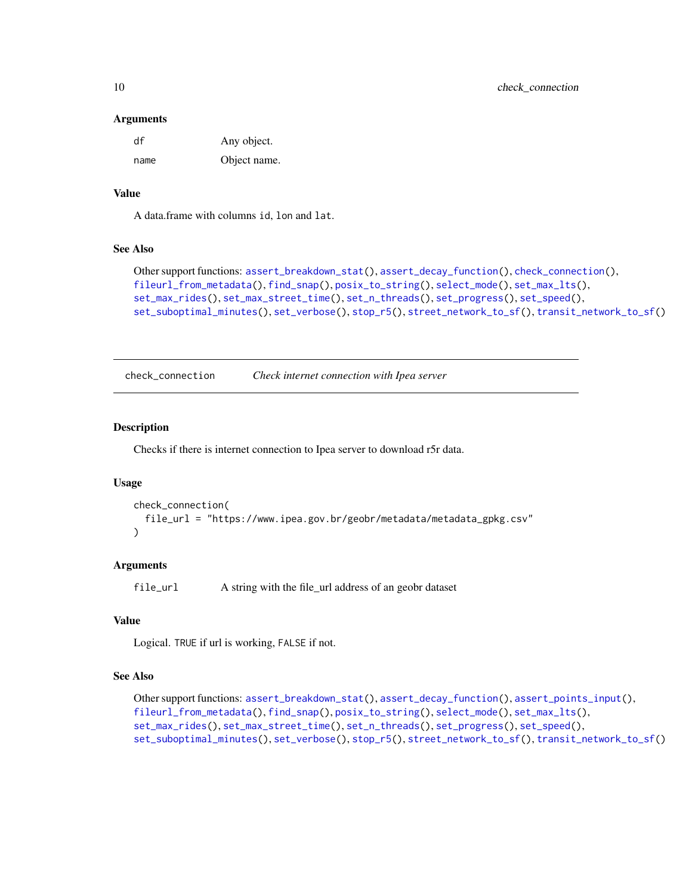### Arguments

| | |
|---|---|
| `df` | Any object. |
| `name` | Object name. |

### Value

A data.frame with columns `id`, `lon` and `lat`.

### See Also

Other support functions: `assert_breakdown_stat()`, `assert_decay_function()`, `check_connection()`, `fileurl_from_metadata()`, `find_snap()`, `posix_to_string()`, `select_mode()`, `set_max_lts()`, `set_max_rides()`, `set_max_street_time()`, `set_n_threads()`, `set_progress()`, `set_speed()`, `set_suboptimal_minutes()`, `set_verbose()`, `stop_r5()`, `street_network_to_sf()`, `transit_network_to_sf()`

---

## check_connection — *Check internet connection with Ipea server*

### Description

Checks if there is internet connection to Ipea server to download r5r data.

### Usage

```
check_connection(
  file_url = "https://www.ipea.gov.br/geobr/metadata/metadata_gpkg.csv"
)
```

### Arguments

| | |
|---|---|
| `file_url` | A string with the file_url address of an geobr dataset |

### Value

Logical. `TRUE` if url is working, `FALSE` if not.

### See Also

Other support functions: `assert_breakdown_stat()`, `assert_decay_function()`, `assert_points_input()`, `fileurl_from_metadata()`, `find_snap()`, `posix_to_string()`, `select_mode()`, `set_max_lts()`, `set_max_rides()`, `set_max_street_time()`, `set_n_threads()`, `set_progress()`, `set_speed()`, `set_suboptimal_minutes()`, `set_verbose()`, `stop_r5()`, `street_network_to_sf()`, `transit_network_to_sf()`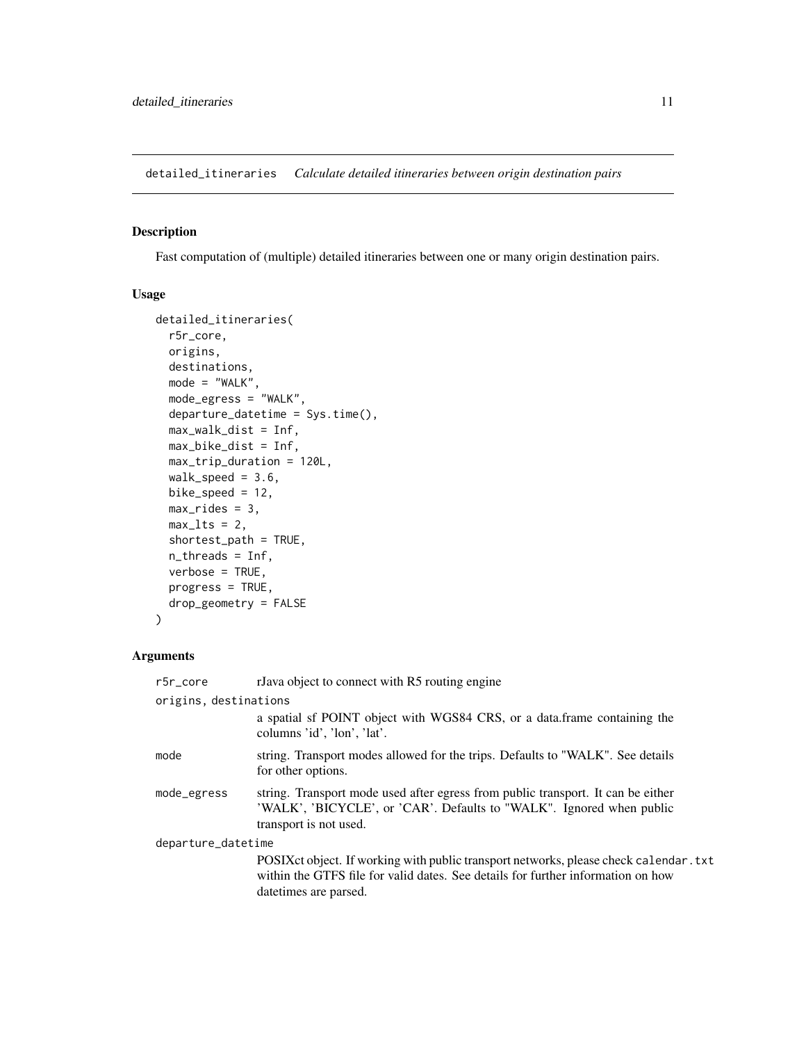detailed_itineraries *Calculate detailed itineraries between origin destination pairs*

## Description

Fast computation of (multiple) detailed itineraries between one or many origin destination pairs.

## Usage

```
detailed_itineraries(
  r5r_core,
  origins,
  destinations,
  mode = "WALK",
  mode_egress = "WALK",
  departure_datetime = Sys.time(),
  max_walk_dist = Inf,
  max_bike_dist = Inf,
  max_trip_duration = 120L,
  walk_speed = 3.6,
  bike_speed = 12,
  max_rides = 3,
  max_lts = 2,
  shortest_path = TRUE,
  n_threads = Inf,
  verbose = TRUE,
  progress = TRUE,
  drop_geometry = FALSE
)
```

## Arguments

| | |
|---|---|
| r5r_core | rJava object to connect with R5 routing engine |
| origins, destinations | a spatial sf POINT object with WGS84 CRS, or a data.frame containing the columns 'id', 'lon', 'lat'. |
| mode | string. Transport modes allowed for the trips. Defaults to "WALK". See details for other options. |
| mode_egress | string. Transport mode used after egress from public transport. It can be either 'WALK', 'BICYCLE', or 'CAR'. Defaults to "WALK". Ignored when public transport is not used. |
| departure_datetime | POSIXct object. If working with public transport networks, please check calendar.txt within the GTFS file for valid dates. See details for further information on how datetimes are parsed. |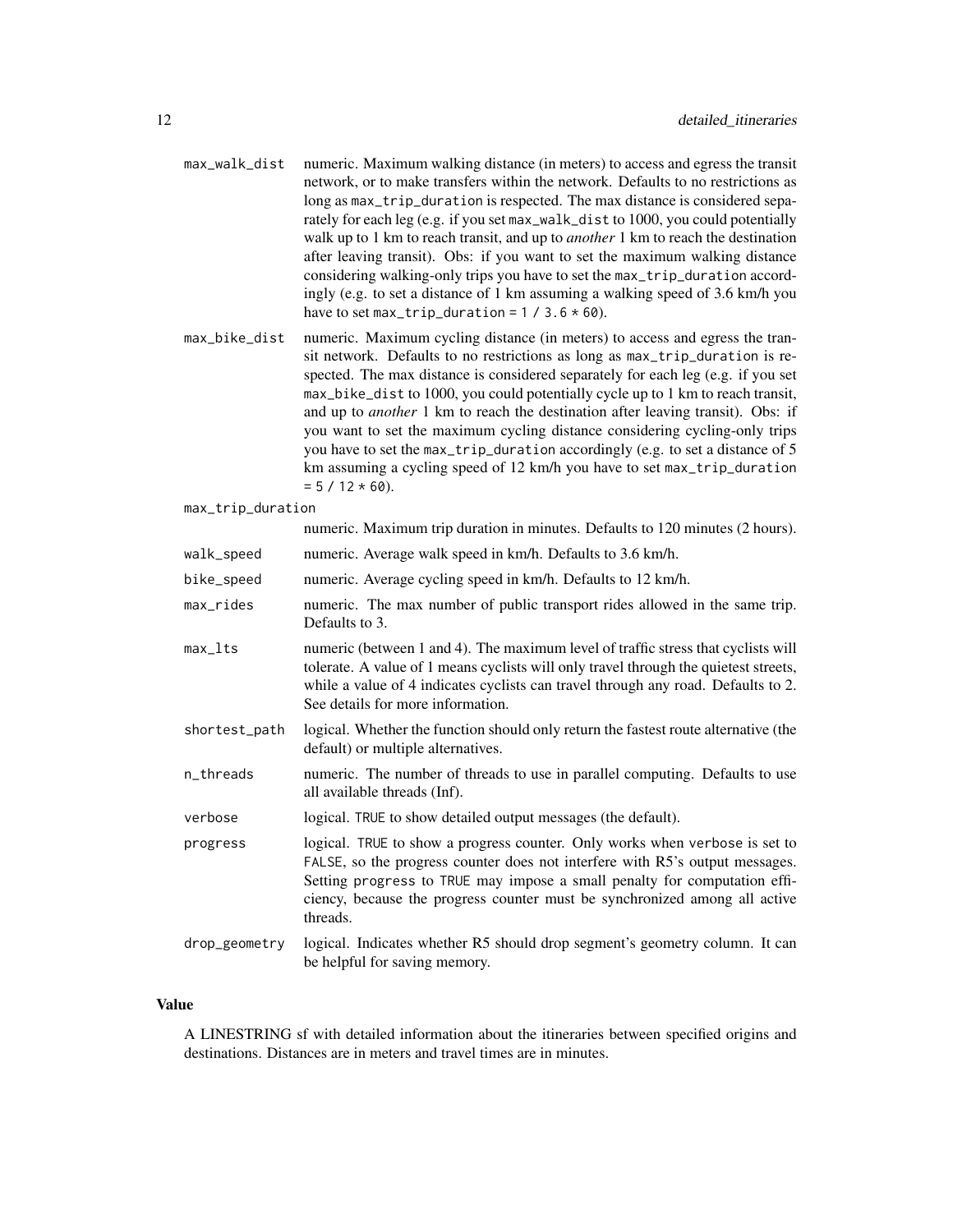`max_walk_dist` numeric. Maximum walking distance (in meters) to access and egress the transit network, or to make transfers within the network. Defaults to no restrictions as long as `max_trip_duration` is respected. The max distance is considered separately for each leg (e.g. if you set `max_walk_dist` to 1000, you could potentially walk up to 1 km to reach transit, and up to *another* 1 km to reach the destination after leaving transit). Obs: if you want to set the maximum walking distance considering walking-only trips you have to set the `max_trip_duration` accordingly (e.g. to set a distance of 1 km assuming a walking speed of 3.6 km/h you have to set `max_trip_duration = 1 / 3.6 * 60`).

`max_bike_dist` numeric. Maximum cycling distance (in meters) to access and egress the transit network. Defaults to no restrictions as long as `max_trip_duration` is respected. The max distance is considered separately for each leg (e.g. if you set `max_bike_dist` to 1000, you could potentially cycle up to 1 km to reach transit, and up to *another* 1 km to reach the destination after leaving transit). Obs: if you want to set the maximum cycling distance considering cycling-only trips you have to set the `max_trip_duration` accordingly (e.g. to set a distance of 5 km assuming a cycling speed of 12 km/h you have to set `max_trip_duration = 5 / 12 * 60`).

`max_trip_duration` numeric. Maximum trip duration in minutes. Defaults to 120 minutes (2 hours).

`walk_speed` numeric. Average walk speed in km/h. Defaults to 3.6 km/h.

`bike_speed` numeric. Average cycling speed in km/h. Defaults to 12 km/h.

`max_rides` numeric. The max number of public transport rides allowed in the same trip. Defaults to 3.

`max_lts` numeric (between 1 and 4). The maximum level of traffic stress that cyclists will tolerate. A value of 1 means cyclists will only travel through the quietest streets, while a value of 4 indicates cyclists can travel through any road. Defaults to 2. See details for more information.

`shortest_path` logical. Whether the function should only return the fastest route alternative (the default) or multiple alternatives.

`n_threads` numeric. The number of threads to use in parallel computing. Defaults to use all available threads (Inf).

`verbose` logical. `TRUE` to show detailed output messages (the default).

`progress` logical. `TRUE` to show a progress counter. Only works when `verbose` is set to `FALSE`, so the progress counter does not interfere with R5's output messages. Setting `progress` to `TRUE` may impose a small penalty for computation efficiency, because the progress counter must be synchronized among all active threads.

`drop_geometry` logical. Indicates whether R5 should drop segment's geometry column. It can be helpful for saving memory.

## Value

A LINESTRING sf with detailed information about the itineraries between specified origins and destinations. Distances are in meters and travel times are in minutes.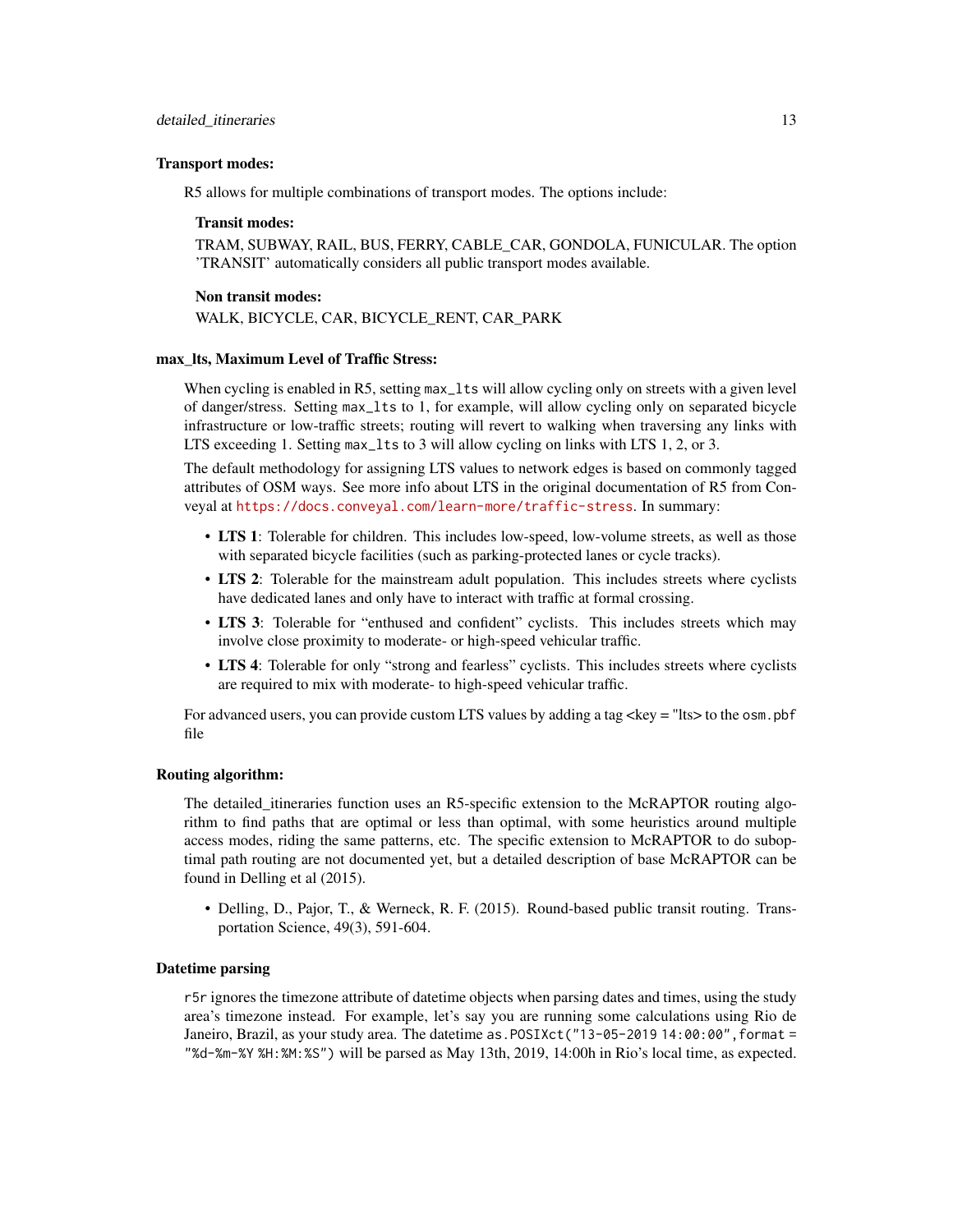**Transport modes:**

R5 allows for multiple combinations of transport modes. The options include:

**Transit modes:**

TRAM, SUBWAY, RAIL, BUS, FERRY, CABLE_CAR, GONDOLA, FUNICULAR. The option 'TRANSIT' automatically considers all public transport modes available.

**Non transit modes:**

WALK, BICYCLE, CAR, BICYCLE_RENT, CAR_PARK

**max_lts, Maximum Level of Traffic Stress:**

When cycling is enabled in R5, setting `max_lts` will allow cycling only on streets with a given level of danger/stress. Setting `max_lts` to 1, for example, will allow cycling only on separated bicycle infrastructure or low-traffic streets; routing will revert to walking when traversing any links with LTS exceeding 1. Setting `max_lts` to 3 will allow cycling on links with LTS 1, 2, or 3.

The default methodology for assigning LTS values to network edges is based on commonly tagged attributes of OSM ways. See more info about LTS in the original documentation of R5 from Conveyal at https://docs.conveyal.com/learn-more/traffic-stress. In summary:

- **LTS 1**: Tolerable for children. This includes low-speed, low-volume streets, as well as those with separated bicycle facilities (such as parking-protected lanes or cycle tracks).
- **LTS 2**: Tolerable for the mainstream adult population. This includes streets where cyclists have dedicated lanes and only have to interact with traffic at formal crossing.
- **LTS 3**: Tolerable for "enthused and confident" cyclists. This includes streets which may involve close proximity to moderate- or high-speed vehicular traffic.
- **LTS 4**: Tolerable for only "strong and fearless" cyclists. This includes streets where cyclists are required to mix with moderate- to high-speed vehicular traffic.

For advanced users, you can provide custom LTS values by adding a tag <key = "lts> to the `osm.pbf` file

**Routing algorithm:**

The detailed_itineraries function uses an R5-specific extension to the McRAPTOR routing algorithm to find paths that are optimal or less than optimal, with some heuristics around multiple access modes, riding the same patterns, etc. The specific extension to McRAPTOR to do suboptimal path routing are not documented yet, but a detailed description of base McRAPTOR can be found in Delling et al (2015).

- Delling, D., Pajor, T., & Werneck, R. F. (2015). Round-based public transit routing. Transportation Science, 49(3), 591-604.

**Datetime parsing**

`r5r` ignores the timezone attribute of datetime objects when parsing dates and times, using the study area's timezone instead. For example, let's say you are running some calculations using Rio de Janeiro, Brazil, as your study area. The datetime `as.POSIXct("13-05-2019 14:00:00",format = "%d-%m-%Y %H:%M:%S")` will be parsed as May 13th, 2019, 14:00h in Rio's local time, as expected.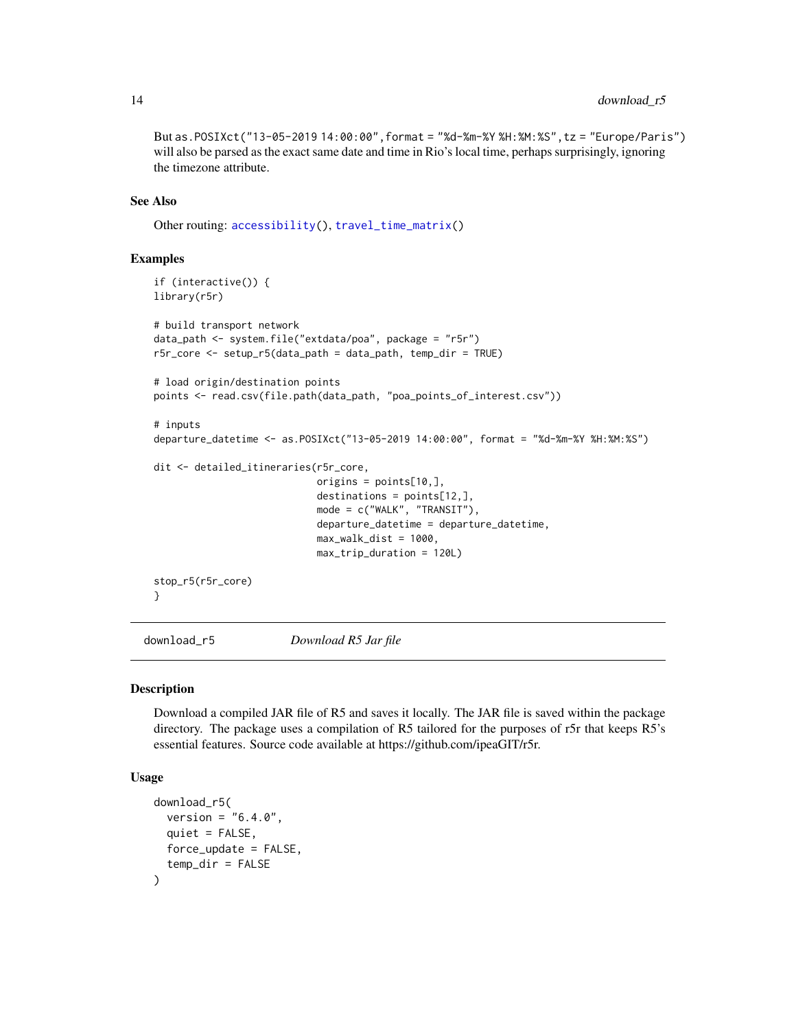But `as.POSIXct("13-05-2019 14:00:00",format = "%d-%m-%Y %H:%M:%S",tz = "Europe/Paris")` will also be parsed as the exact same date and time in Rio's local time, perhaps surprisingly, ignoring the timezone attribute.

### See Also

Other routing: `accessibility()`, `travel_time_matrix()`

### Examples

```
if (interactive()) {
library(r5r)

# build transport network
data_path <- system.file("extdata/poa", package = "r5r")
r5r_core <- setup_r5(data_path = data_path, temp_dir = TRUE)

# load origin/destination points
points <- read.csv(file.path(data_path, "poa_points_of_interest.csv"))

# inputs
departure_datetime <- as.POSIXct("13-05-2019 14:00:00", format = "%d-%m-%Y %H:%M:%S")

dit <- detailed_itineraries(r5r_core,
                            origins = points[10,],
                            destinations = points[12,],
                            mode = c("WALK", "TRANSIT"),
                            departure_datetime = departure_datetime,
                            max_walk_dist = 1000,
                            max_trip_duration = 120L)

stop_r5(r5r_core)
}
```

## download_r5 — *Download R5 Jar file*

### Description

Download a compiled JAR file of R5 and saves it locally. The JAR file is saved within the package directory. The package uses a compilation of R5 tailored for the purposes of r5r that keeps R5's essential features. Source code available at https://github.com/ipeaGIT/r5r.

### Usage

```
download_r5(
  version = "6.4.0",
  quiet = FALSE,
  force_update = FALSE,
  temp_dir = FALSE
)
```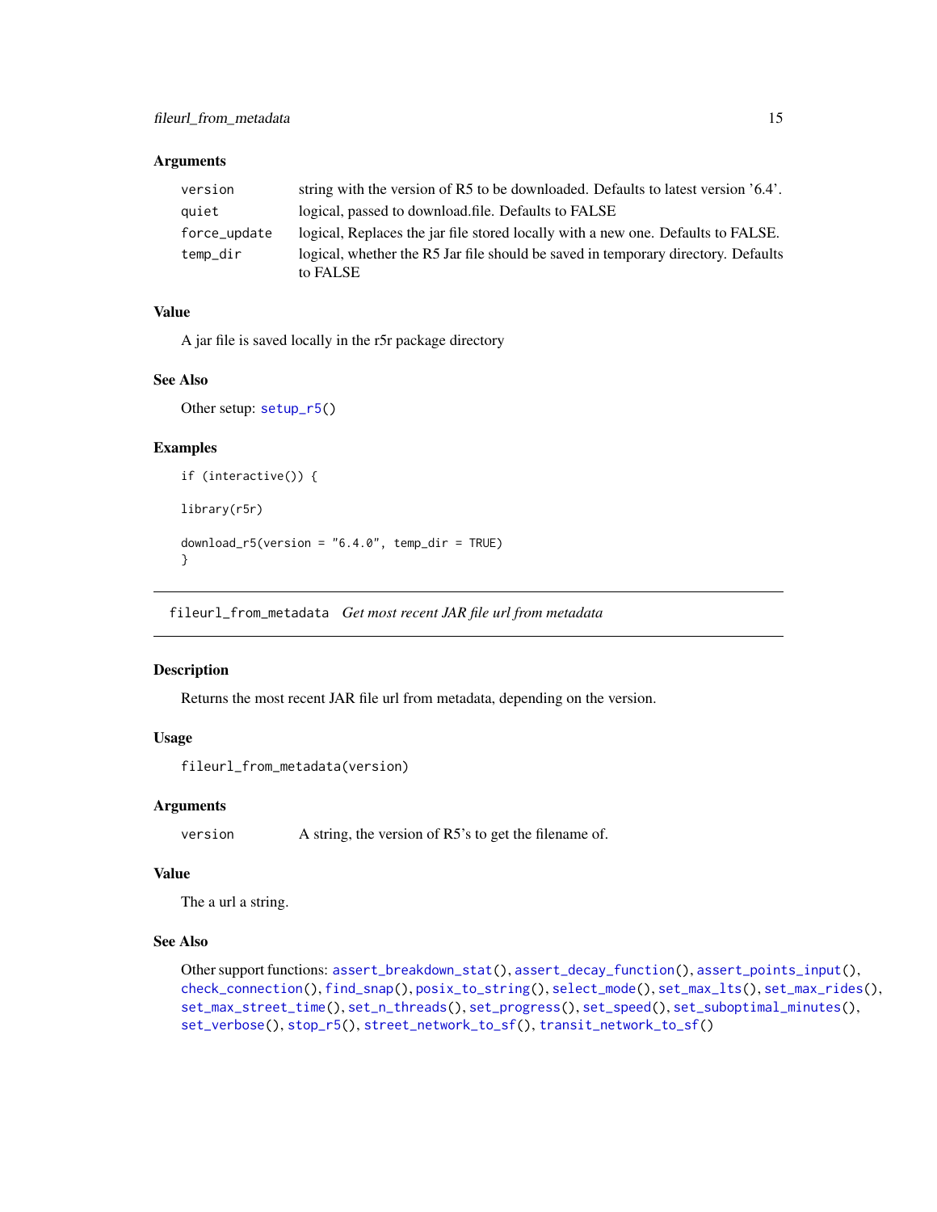## Arguments

| | |
|---|---|
| version | string with the version of R5 to be downloaded. Defaults to latest version '6.4'. |
| quiet | logical, passed to download.file. Defaults to FALSE |
| force_update | logical, Replaces the jar file stored locally with a new one. Defaults to FALSE. |
| temp_dir | logical, whether the R5 Jar file should be saved in temporary directory. Defaults to FALSE |

## Value

A jar file is saved locally in the r5r package directory

## See Also

Other setup: `setup_r5()`

## Examples

```
if (interactive()) {

library(r5r)

download_r5(version = "6.4.0", temp_dir = TRUE)
}
```

---

# fileurl_from_metadata    *Get most recent JAR file url from metadata*

## Description

Returns the most recent JAR file url from metadata, depending on the version.

## Usage

```
fileurl_from_metadata(version)
```

## Arguments

| | |
|---|---|
| version | A string, the version of R5's to get the filename of. |

## Value

The a url a string.

## See Also

Other support functions: `assert_breakdown_stat()`, `assert_decay_function()`, `assert_points_input()`, `check_connection()`, `find_snap()`, `posix_to_string()`, `select_mode()`, `set_max_lts()`, `set_max_rides()`, `set_max_street_time()`, `set_n_threads()`, `set_progress()`, `set_speed()`, `set_suboptimal_minutes()`, `set_verbose()`, `stop_r5()`, `street_network_to_sf()`, `transit_network_to_sf()`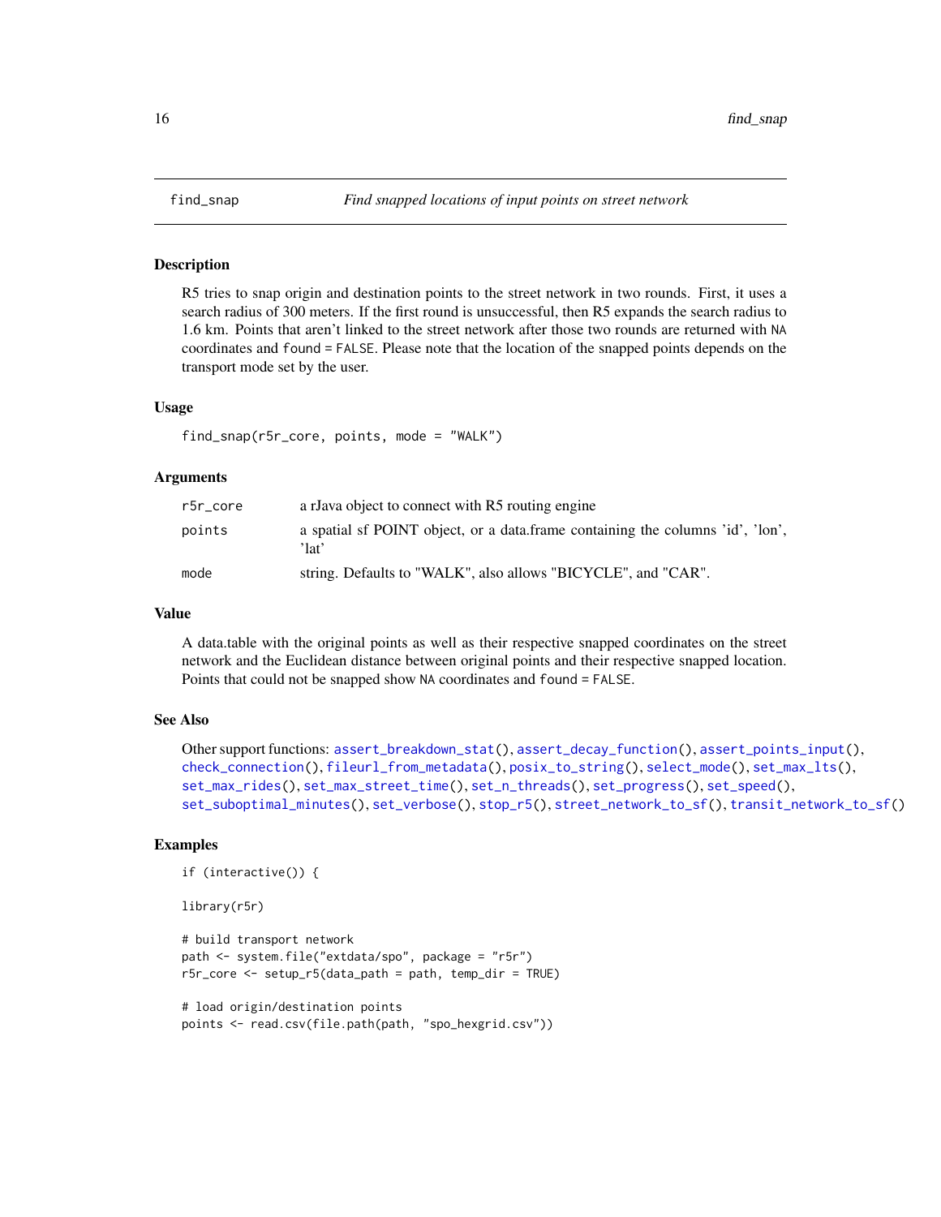## find_snap — *Find snapped locations of input points on street network*

### Description

R5 tries to snap origin and destination points to the street network in two rounds. First, it uses a search radius of 300 meters. If the first round is unsuccessful, then R5 expands the search radius to 1.6 km. Points that aren't linked to the street network after those two rounds are returned with `NA` coordinates and `found = FALSE`. Please note that the location of the snapped points depends on the transport mode set by the user.

### Usage

```
find_snap(r5r_core, points, mode = "WALK")
```

### Arguments

| | |
|---|---|
| `r5r_core` | a rJava object to connect with R5 routing engine |
| `points` | a spatial sf POINT object, or a data.frame containing the columns 'id', 'lon', 'lat' |
| `mode` | string. Defaults to "WALK", also allows "BICYCLE", and "CAR". |

### Value

A data.table with the original points as well as their respective snapped coordinates on the street network and the Euclidean distance between original points and their respective snapped location. Points that could not be snapped show `NA` coordinates and `found = FALSE`.

### See Also

Other support functions: `assert_breakdown_stat()`, `assert_decay_function()`, `assert_points_input()`, `check_connection()`, `fileurl_from_metadata()`, `posix_to_string()`, `select_mode()`, `set_max_lts()`, `set_max_rides()`, `set_max_street_time()`, `set_n_threads()`, `set_progress()`, `set_speed()`, `set_suboptimal_minutes()`, `set_verbose()`, `stop_r5()`, `street_network_to_sf()`, `transit_network_to_sf()`

### Examples

```
if (interactive()) {

library(r5r)

# build transport network
path <- system.file("extdata/spo", package = "r5r")
r5r_core <- setup_r5(data_path = path, temp_dir = TRUE)

# load origin/destination points
points <- read.csv(file.path(path, "spo_hexgrid.csv"))
```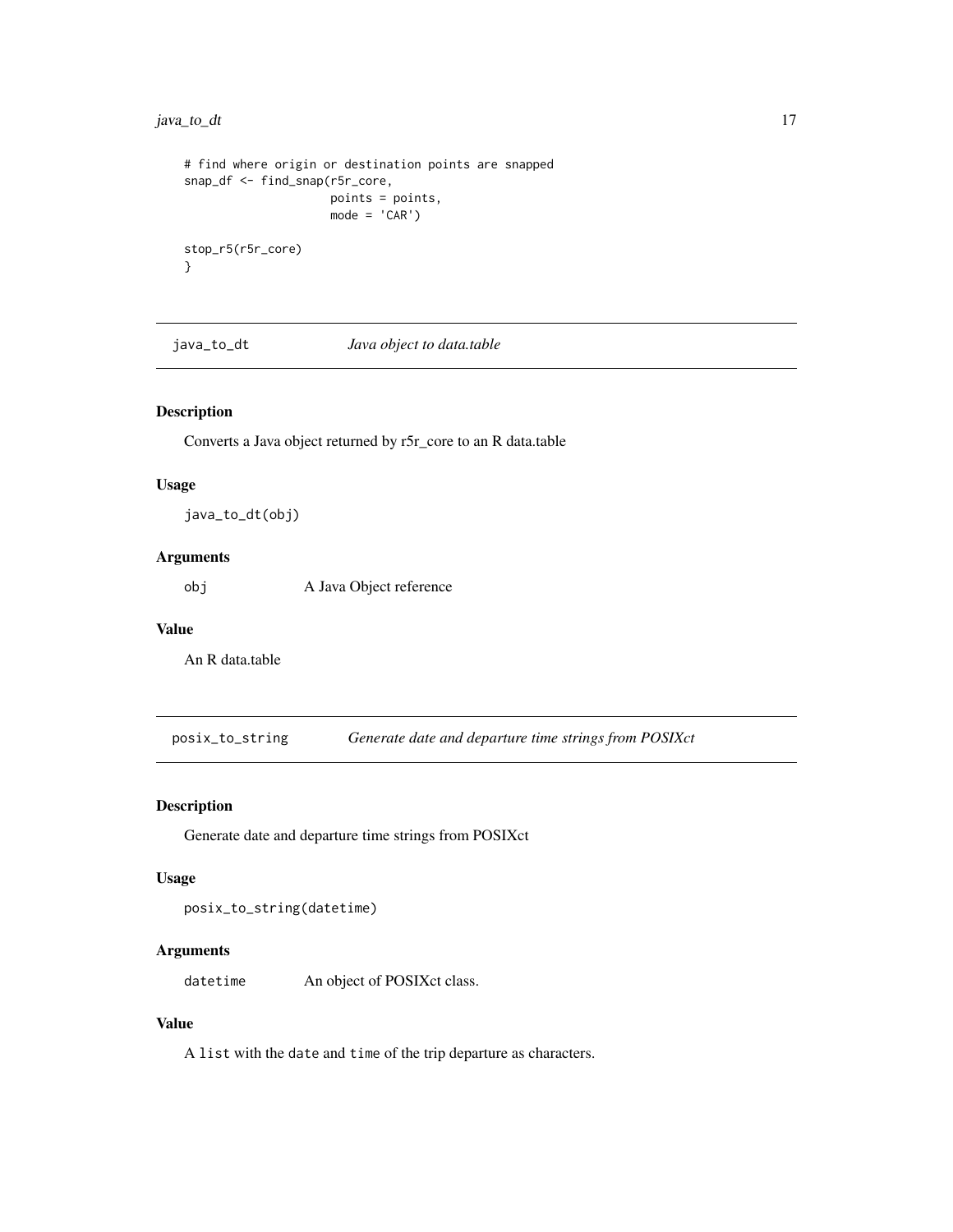```
# find where origin or destination points are snapped
snap_df <- find_snap(r5r_core,
                     points = points,
                     mode = 'CAR')

stop_r5(r5r_core)
}
```

## java_to_dt — *Java object to data.table*

### Description

Converts a Java object returned by r5r_core to an R data.table

### Usage

```
java_to_dt(obj)
```

### Arguments

`obj` A Java Object reference

### Value

An R data.table

## posix_to_string — *Generate date and departure time strings from POSIXct*

### Description

Generate date and departure time strings from POSIXct

### Usage

```
posix_to_string(datetime)
```

### Arguments

`datetime` An object of POSIXct class.

### Value

A `list` with the `date` and `time` of the trip departure as characters.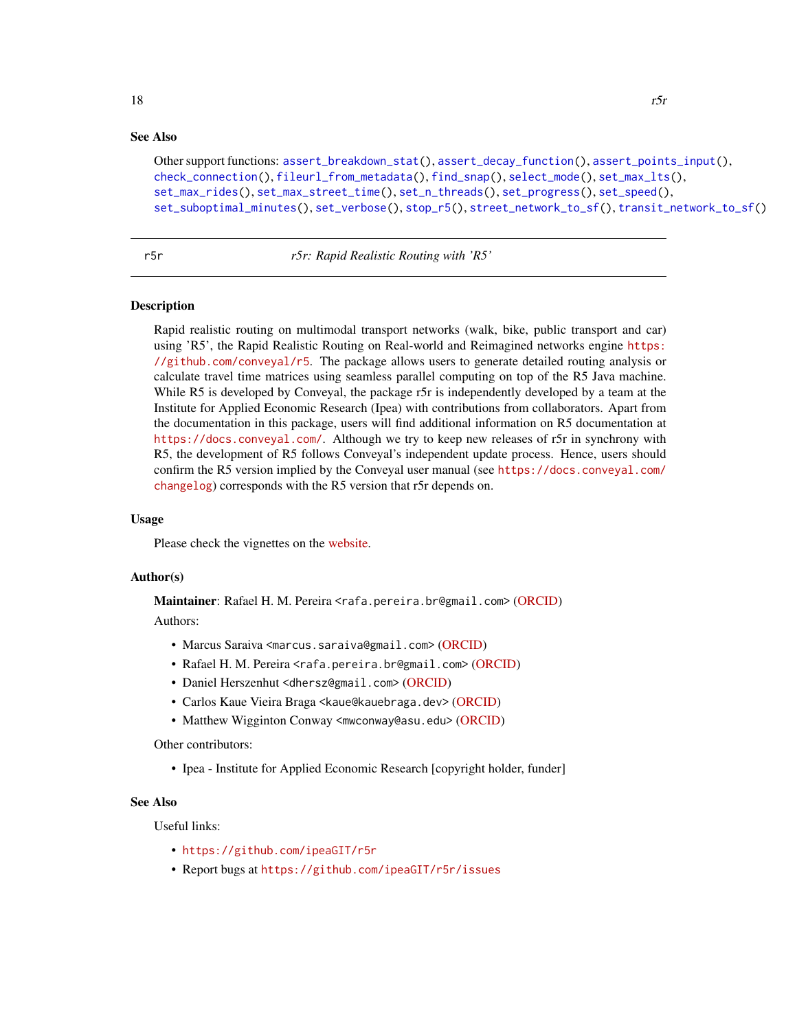### See Also

Other support functions: assert_breakdown_stat(), assert_decay_function(), assert_points_input(), check_connection(), fileurl_from_metadata(), find_snap(), select_mode(), set_max_lts(), set_max_rides(), set_max_street_time(), set_n_threads(), set_progress(), set_speed(), set_suboptimal_minutes(), set_verbose(), stop_r5(), street_network_to_sf(), transit_network_to_sf()

---

## r5r — *r5r: Rapid Realistic Routing with 'R5'*

### Description

Rapid realistic routing on multimodal transport networks (walk, bike, public transport and car) using 'R5', the Rapid Realistic Routing on Real-world and Reimagined networks engine https://github.com/conveyal/r5. The package allows users to generate detailed routing analysis or calculate travel time matrices using seamless parallel computing on top of the R5 Java machine. While R5 is developed by Conveyal, the package r5r is independently developed by a team at the Institute for Applied Economic Research (Ipea) with contributions from collaborators. Apart from the documentation in this package, users will find additional information on R5 documentation at https://docs.conveyal.com/. Although we try to keep new releases of r5r in synchrony with R5, the development of R5 follows Conveyal's independent update process. Hence, users should confirm the R5 version implied by the Conveyal user manual (see https://docs.conveyal.com/changelog) corresponds with the R5 version that r5r depends on.

### Usage

Please check the vignettes on the website.

### Author(s)

**Maintainer**: Rafael H. M. Pereira <rafa.pereira.br@gmail.com> (ORCID)

Authors:

- Marcus Saraiva <marcus.saraiva@gmail.com> (ORCID)
- Rafael H. M. Pereira <rafa.pereira.br@gmail.com> (ORCID)
- Daniel Herszenhut <dhersz@gmail.com> (ORCID)
- Carlos Kaue Vieira Braga <kaue@kauebraga.dev> (ORCID)
- Matthew Wigginton Conway <mwconway@asu.edu> (ORCID)

Other contributors:

- Ipea - Institute for Applied Economic Research [copyright holder, funder]

### See Also

Useful links:

- https://github.com/ipeaGIT/r5r
- Report bugs at https://github.com/ipeaGIT/r5r/issues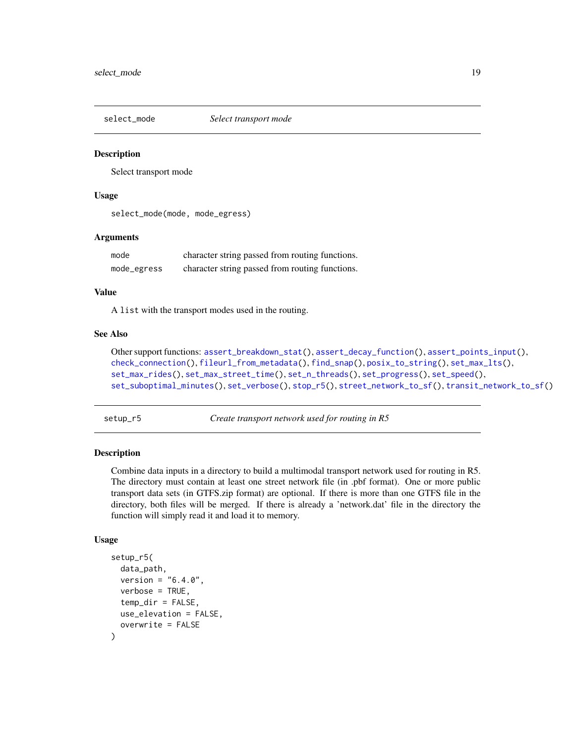## select_mode *Select transport mode*

### Description

Select transport mode

### Usage

```
select_mode(mode, mode_egress)
```

### Arguments

| | |
|---|---|
| mode | character string passed from routing functions. |
| mode_egress | character string passed from routing functions. |

### Value

A `list` with the transport modes used in the routing.

### See Also

Other support functions: assert_breakdown_stat(), assert_decay_function(), assert_points_input(), check_connection(), fileurl_from_metadata(), find_snap(), posix_to_string(), set_max_lts(), set_max_rides(), set_max_street_time(), set_n_threads(), set_progress(), set_speed(), set_suboptimal_minutes(), set_verbose(), stop_r5(), street_network_to_sf(), transit_network_to_sf()

## setup_r5 *Create transport network used for routing in R5*

### Description

Combine data inputs in a directory to build a multimodal transport network used for routing in R5. The directory must contain at least one street network file (in .pbf format). One or more public transport data sets (in GTFS.zip format) are optional. If there is more than one GTFS file in the directory, both files will be merged. If there is already a 'network.dat' file in the directory the function will simply read it and load it to memory.

### Usage

```
setup_r5(
  data_path,
  version = "6.4.0",
  verbose = TRUE,
  temp_dir = FALSE,
  use_elevation = FALSE,
  overwrite = FALSE
)
```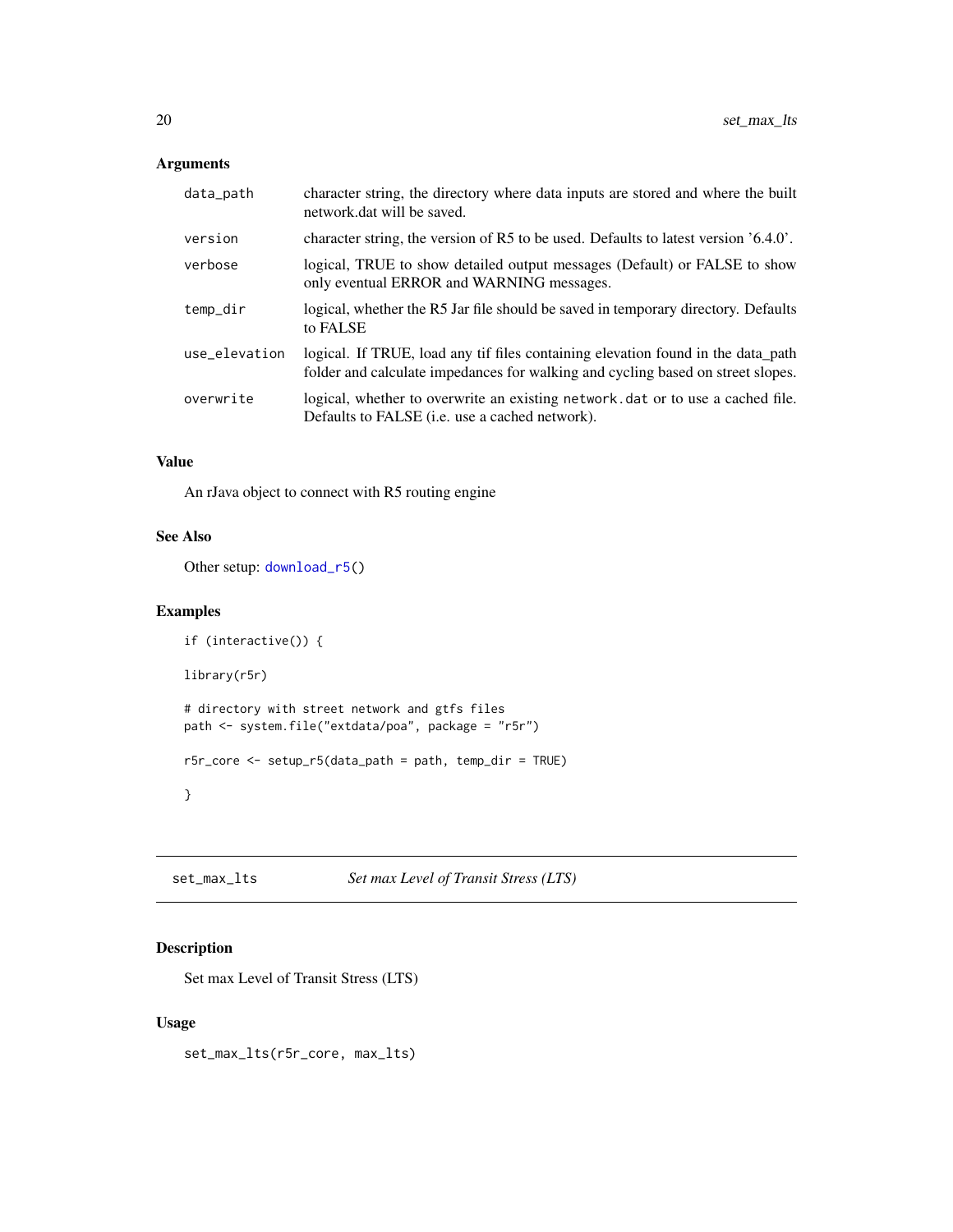### Arguments

| | |
|---|---|
| `data_path` | character string, the directory where data inputs are stored and where the built network.dat will be saved. |
| `version` | character string, the version of R5 to be used. Defaults to latest version '6.4.0'. |
| `verbose` | logical, TRUE to show detailed output messages (Default) or FALSE to show only eventual ERROR and WARNING messages. |
| `temp_dir` | logical, whether the R5 Jar file should be saved in temporary directory. Defaults to FALSE |
| `use_elevation` | logical. If TRUE, load any tif files containing elevation found in the data_path folder and calculate impedances for walking and cycling based on street slopes. |
| `overwrite` | logical, whether to overwrite an existing `network.dat` or to use a cached file. Defaults to FALSE (i.e. use a cached network). |

### Value

An rJava object to connect with R5 routing engine

### See Also

Other setup: `download_r5()`

### Examples

```
if (interactive()) {

library(r5r)

# directory with street network and gtfs files
path <- system.file("extdata/poa", package = "r5r")

r5r_core <- setup_r5(data_path = path, temp_dir = TRUE)

}
```

---

## `set_max_lts` — *Set max Level of Transit Stress (LTS)*

### Description

Set max Level of Transit Stress (LTS)

### Usage

```
set_max_lts(r5r_core, max_lts)
```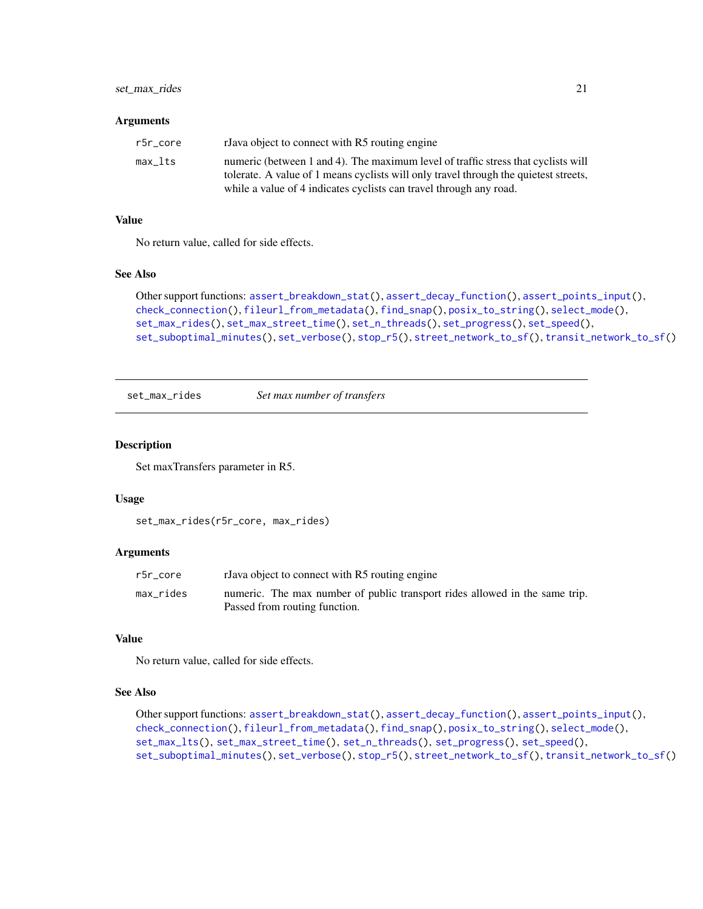### Arguments

| | |
|---|---|
| `r5r_core` | rJava object to connect with R5 routing engine |
| `max_lts` | numeric (between 1 and 4). The maximum level of traffic stress that cyclists will tolerate. A value of 1 means cyclists will only travel through the quietest streets, while a value of 4 indicates cyclists can travel through any road. |

### Value

No return value, called for side effects.

### See Also

Other support functions: `assert_breakdown_stat()`, `assert_decay_function()`, `assert_points_input()`, `check_connection()`, `fileurl_from_metadata()`, `find_snap()`, `posix_to_string()`, `select_mode()`, `set_max_rides()`, `set_max_street_time()`, `set_n_threads()`, `set_progress()`, `set_speed()`, `set_suboptimal_minutes()`, `set_verbose()`, `stop_r5()`, `street_network_to_sf()`, `transit_network_to_sf()`

---

## `set_max_rides` *Set max number of transfers*

### Description

Set maxTransfers parameter in R5.

### Usage

```
set_max_rides(r5r_core, max_rides)
```

### Arguments

| | |
|---|---|
| `r5r_core` | rJava object to connect with R5 routing engine |
| `max_rides` | numeric. The max number of public transport rides allowed in the same trip. Passed from routing function. |

### Value

No return value, called for side effects.

### See Also

Other support functions: `assert_breakdown_stat()`, `assert_decay_function()`, `assert_points_input()`, `check_connection()`, `fileurl_from_metadata()`, `find_snap()`, `posix_to_string()`, `select_mode()`, `set_max_lts()`, `set_max_street_time()`, `set_n_threads()`, `set_progress()`, `set_speed()`, `set_suboptimal_minutes()`, `set_verbose()`, `stop_r5()`, `street_network_to_sf()`, `transit_network_to_sf()`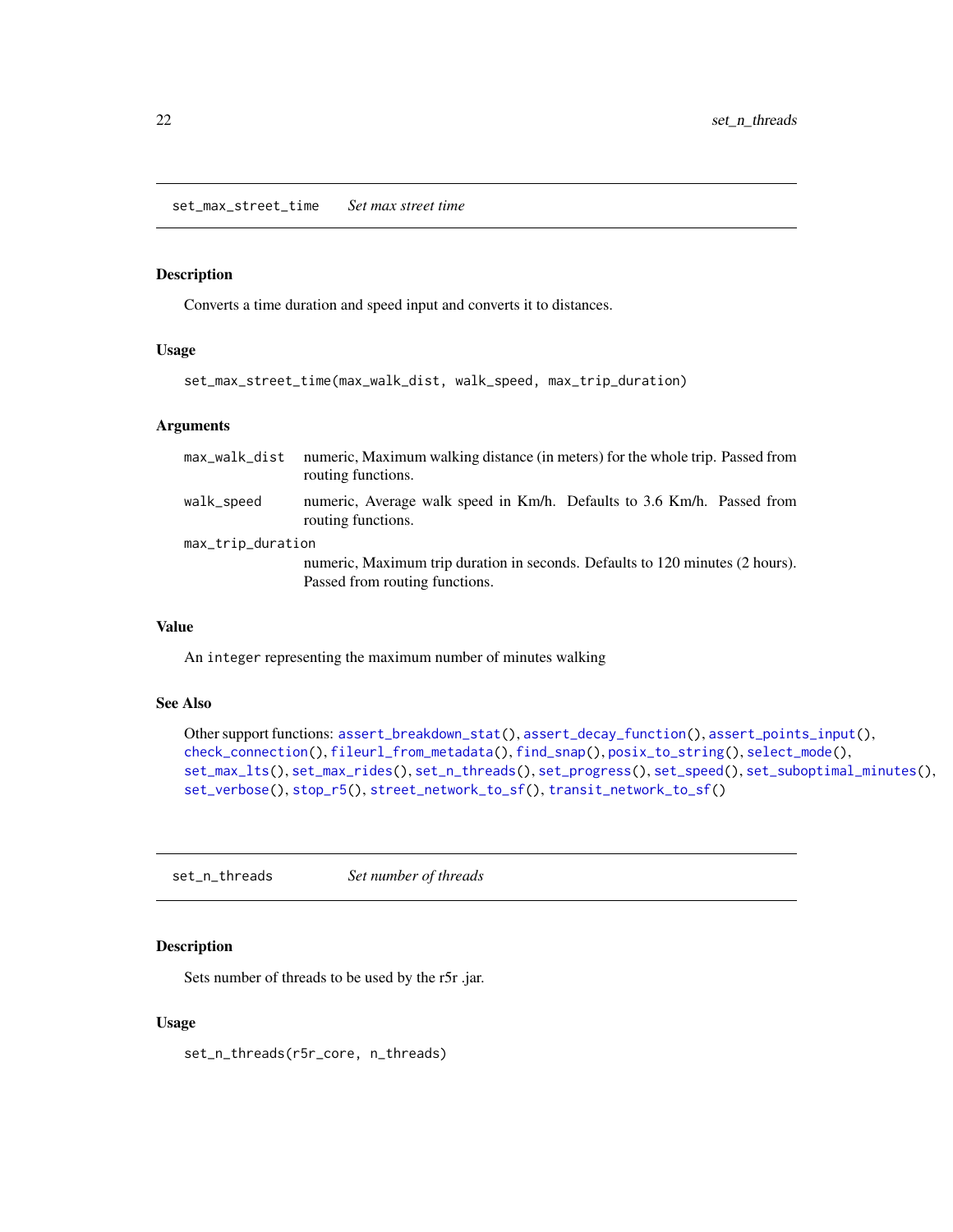## set_max_street_time *Set max street time*

### Description

Converts a time duration and speed input and converts it to distances.

### Usage

```
set_max_street_time(max_walk_dist, walk_speed, max_trip_duration)
```

### Arguments

| | |
|---|---|
| max_walk_dist | numeric, Maximum walking distance (in meters) for the whole trip. Passed from routing functions. |
| walk_speed | numeric, Average walk speed in Km/h. Defaults to 3.6 Km/h. Passed from routing functions. |
| max_trip_duration | numeric, Maximum trip duration in seconds. Defaults to 120 minutes (2 hours). Passed from routing functions. |

### Value

An `integer` representing the maximum number of minutes walking

### See Also

Other support functions: `assert_breakdown_stat()`, `assert_decay_function()`, `assert_points_input()`, `check_connection()`, `fileurl_from_metadata()`, `find_snap()`, `posix_to_string()`, `select_mode()`, `set_max_lts()`, `set_max_rides()`, `set_n_threads()`, `set_progress()`, `set_speed()`, `set_suboptimal_minutes()`, `set_verbose()`, `stop_r5()`, `street_network_to_sf()`, `transit_network_to_sf()`

## set_n_threads *Set number of threads*

### Description

Sets number of threads to be used by the r5r .jar.

### Usage

```
set_n_threads(r5r_core, n_threads)
```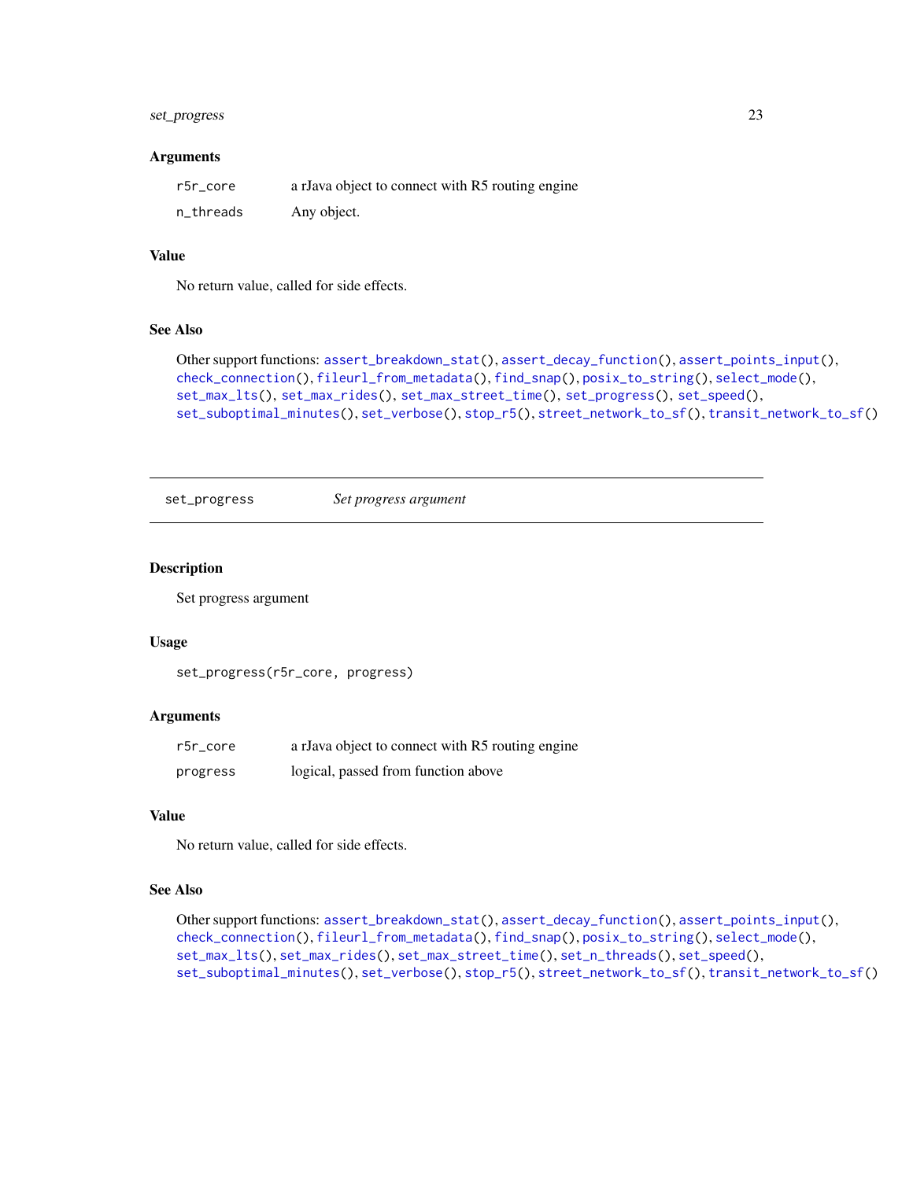### Arguments

| | |
|---|---|
| `r5r_core` | a rJava object to connect with R5 routing engine |
| `n_threads` | Any object. |

### Value

No return value, called for side effects.

### See Also

Other support functions: `assert_breakdown_stat()`, `assert_decay_function()`, `assert_points_input()`, `check_connection()`, `fileurl_from_metadata()`, `find_snap()`, `posix_to_string()`, `select_mode()`, `set_max_lts()`, `set_max_rides()`, `set_max_street_time()`, `set_progress()`, `set_speed()`, `set_suboptimal_minutes()`, `set_verbose()`, `stop_r5()`, `street_network_to_sf()`, `transit_network_to_sf()`

---

## set_progress — *Set progress argument*

---

### Description

Set progress argument

### Usage

```
set_progress(r5r_core, progress)
```

### Arguments

| | |
|---|---|
| `r5r_core` | a rJava object to connect with R5 routing engine |
| `progress` | logical, passed from function above |

### Value

No return value, called for side effects.

### See Also

Other support functions: `assert_breakdown_stat()`, `assert_decay_function()`, `assert_points_input()`, `check_connection()`, `fileurl_from_metadata()`, `find_snap()`, `posix_to_string()`, `select_mode()`, `set_max_lts()`, `set_max_rides()`, `set_max_street_time()`, `set_n_threads()`, `set_speed()`, `set_suboptimal_minutes()`, `set_verbose()`, `stop_r5()`, `street_network_to_sf()`, `transit_network_to_sf()`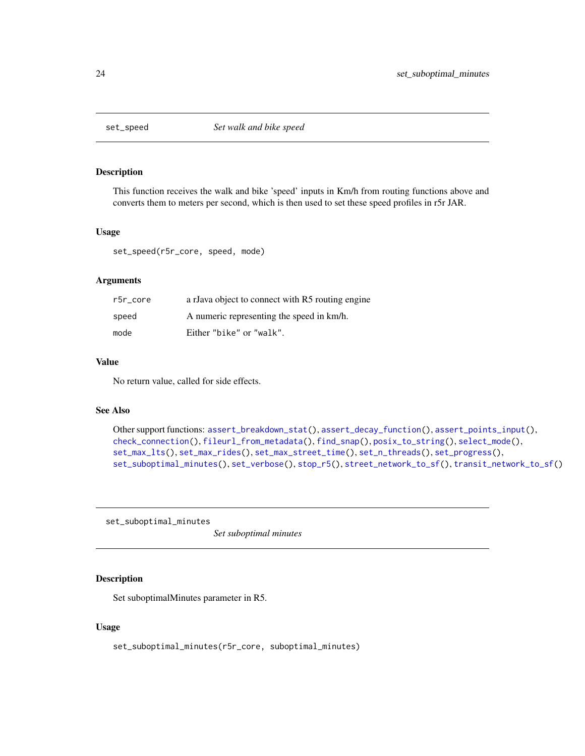## set_speed — *Set walk and bike speed*

### Description

This function receives the walk and bike 'speed' inputs in Km/h from routing functions above and converts them to meters per second, which is then used to set these speed profiles in r5r JAR.

### Usage

```
set_speed(r5r_core, speed, mode)
```

### Arguments

| | |
|---|---|
| `r5r_core` | a rJava object to connect with R5 routing engine |
| `speed` | A numeric representing the speed in km/h. |
| `mode` | Either `"bike"` or `"walk"`. |

### Value

No return value, called for side effects.

### See Also

Other support functions: `assert_breakdown_stat()`, `assert_decay_function()`, `assert_points_input()`, `check_connection()`, `fileurl_from_metadata()`, `find_snap()`, `posix_to_string()`, `select_mode()`, `set_max_lts()`, `set_max_rides()`, `set_max_street_time()`, `set_n_threads()`, `set_progress()`, `set_suboptimal_minutes()`, `set_verbose()`, `stop_r5()`, `street_network_to_sf()`, `transit_network_to_sf()`

## set_suboptimal_minutes — *Set suboptimal minutes*

### Description

Set suboptimalMinutes parameter in R5.

### Usage

```
set_suboptimal_minutes(r5r_core, suboptimal_minutes)
```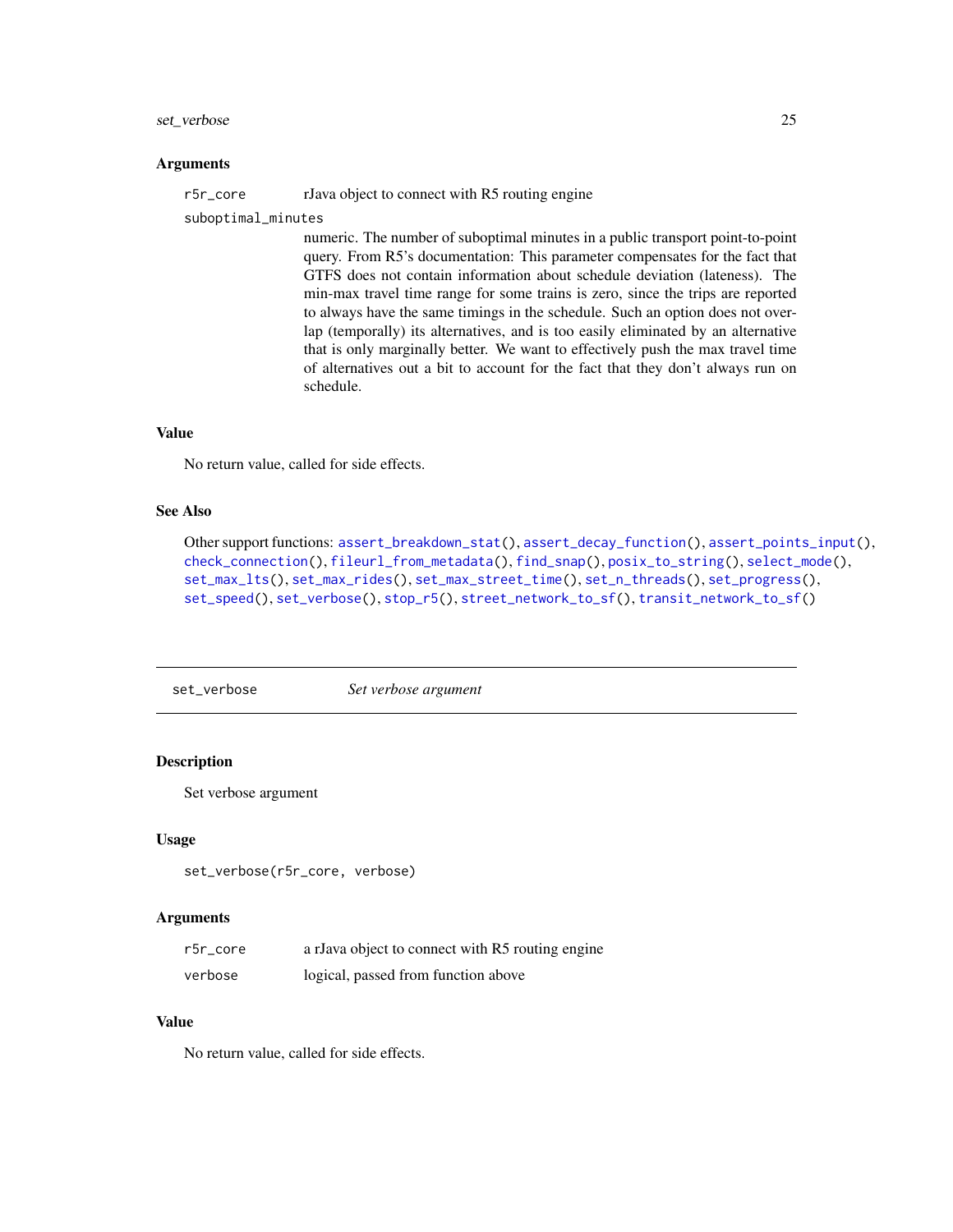### Arguments

`r5r_core` rJava object to connect with R5 routing engine

`suboptimal_minutes`
numeric. The number of suboptimal minutes in a public transport point-to-point query. From R5's documentation: This parameter compensates for the fact that GTFS does not contain information about schedule deviation (lateness). The min-max travel time range for some trains is zero, since the trips are reported to always have the same timings in the schedule. Such an option does not overlap (temporally) its alternatives, and is too easily eliminated by an alternative that is only marginally better. We want to effectively push the max travel time of alternatives out a bit to account for the fact that they don't always run on schedule.

### Value

No return value, called for side effects.

### See Also

Other support functions: `assert_breakdown_stat()`, `assert_decay_function()`, `assert_points_input()`, `check_connection()`, `fileurl_from_metadata()`, `find_snap()`, `posix_to_string()`, `select_mode()`, `set_max_lts()`, `set_max_rides()`, `set_max_street_time()`, `set_n_threads()`, `set_progress()`, `set_speed()`, `set_verbose()`, `stop_r5()`, `street_network_to_sf()`, `transit_network_to_sf()`

---

## set_verbose    *Set verbose argument*

### Description

Set verbose argument

### Usage

```
set_verbose(r5r_core, verbose)
```

### Arguments

| | |
|---|---|
| `r5r_core` | a rJava object to connect with R5 routing engine |
| `verbose` | logical, passed from function above |

### Value

No return value, called for side effects.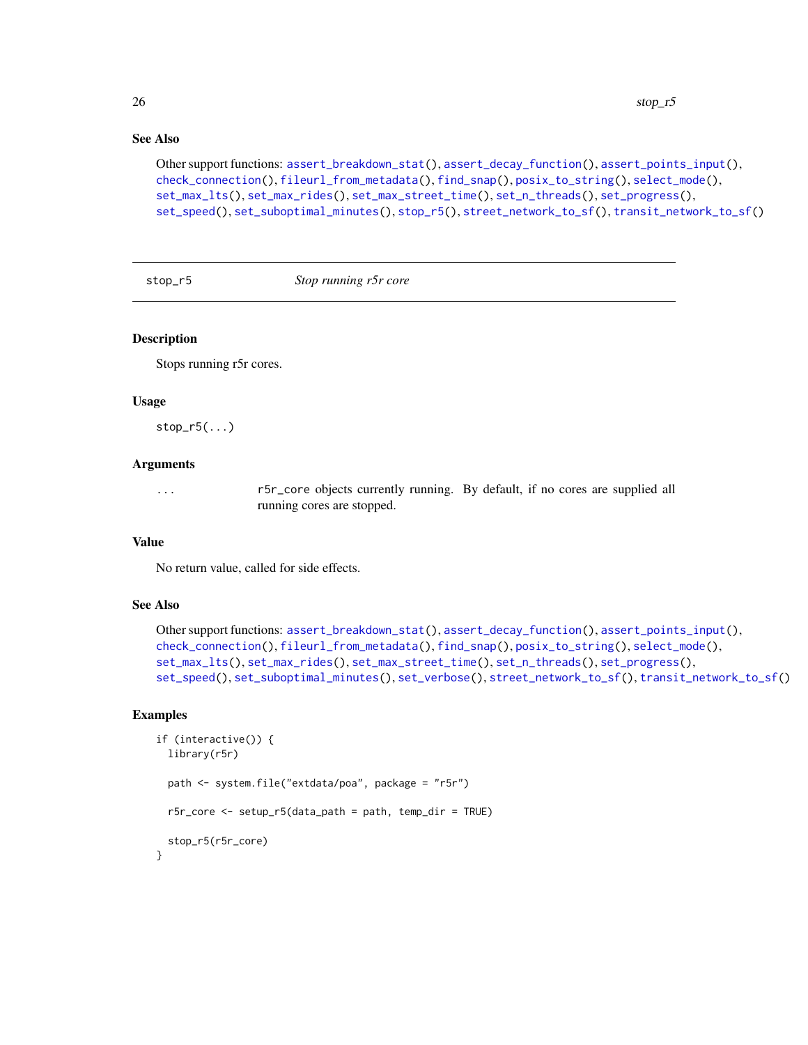### See Also

Other support functions: `assert_breakdown_stat()`, `assert_decay_function()`, `assert_points_input()`, `check_connection()`, `fileurl_from_metadata()`, `find_snap()`, `posix_to_string()`, `select_mode()`, `set_max_lts()`, `set_max_rides()`, `set_max_street_time()`, `set_n_threads()`, `set_progress()`, `set_speed()`, `set_suboptimal_minutes()`, `stop_r5()`, `street_network_to_sf()`, `transit_network_to_sf()`

---

## stop_r5 — *Stop running r5r core*

### Description

Stops running r5r cores.

### Usage

```
stop_r5(...)
```

### Arguments

`...` — `r5r_core` objects currently running. By default, if no cores are supplied all running cores are stopped.

### Value

No return value, called for side effects.

### See Also

Other support functions: `assert_breakdown_stat()`, `assert_decay_function()`, `assert_points_input()`, `check_connection()`, `fileurl_from_metadata()`, `find_snap()`, `posix_to_string()`, `select_mode()`, `set_max_lts()`, `set_max_rides()`, `set_max_street_time()`, `set_n_threads()`, `set_progress()`, `set_speed()`, `set_suboptimal_minutes()`, `set_verbose()`, `street_network_to_sf()`, `transit_network_to_sf()`

### Examples

```
if (interactive()) {
  library(r5r)

  path <- system.file("extdata/poa", package = "r5r")

  r5r_core <- setup_r5(data_path = path, temp_dir = TRUE)

  stop_r5(r5r_core)
}
```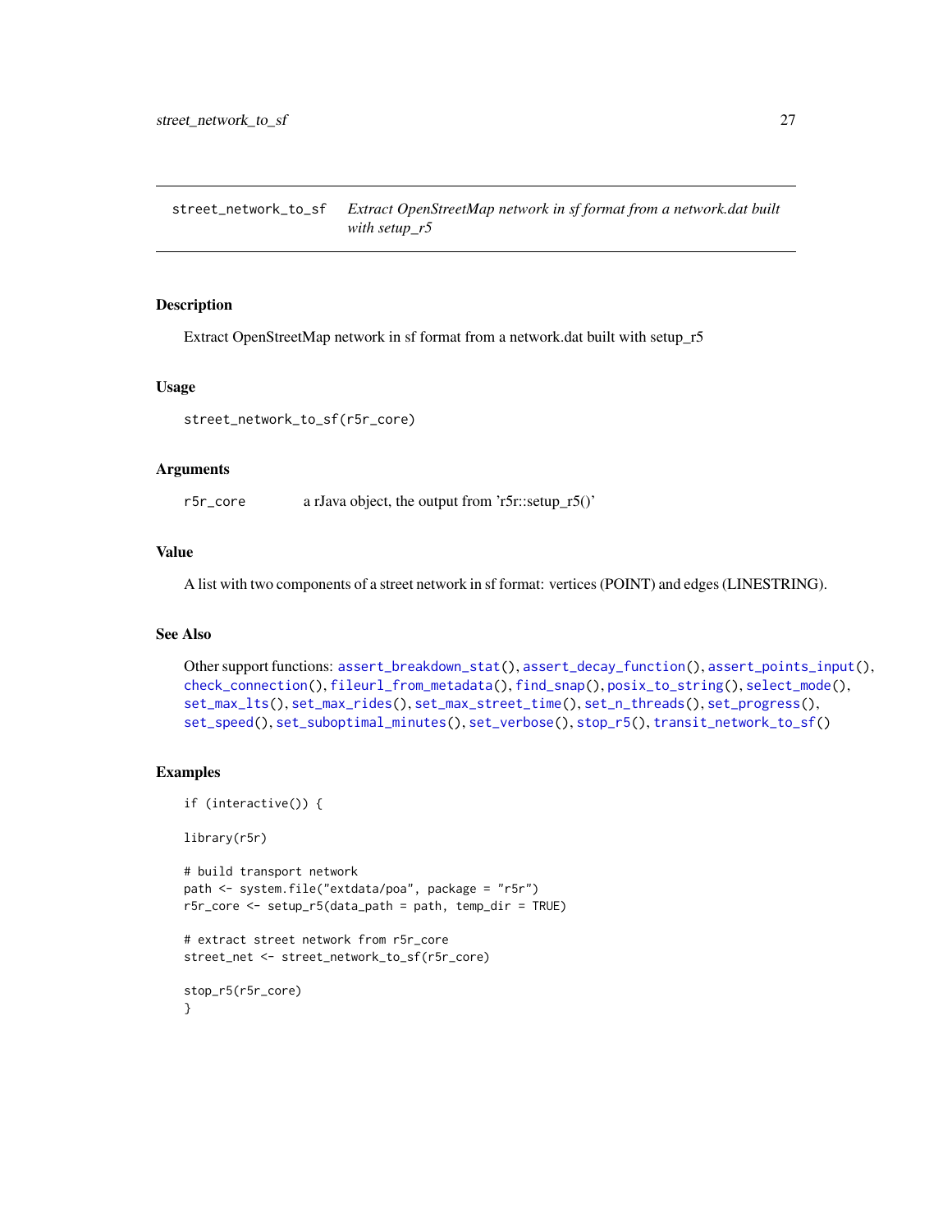`street_network_to_sf` *Extract OpenStreetMap network in sf format from a network.dat built with setup_r5*

## Description

Extract OpenStreetMap network in sf format from a network.dat built with setup_r5

## Usage

```
street_network_to_sf(r5r_core)
```

## Arguments

`r5r_core` a rJava object, the output from 'r5r::setup_r5()'

## Value

A list with two components of a street network in sf format: vertices (POINT) and edges (LINESTRING).

## See Also

Other support functions: `assert_breakdown_stat()`, `assert_decay_function()`, `assert_points_input()`, `check_connection()`, `fileurl_from_metadata()`, `find_snap()`, `posix_to_string()`, `select_mode()`, `set_max_lts()`, `set_max_rides()`, `set_max_street_time()`, `set_n_threads()`, `set_progress()`, `set_speed()`, `set_suboptimal_minutes()`, `set_verbose()`, `stop_r5()`, `transit_network_to_sf()`

## Examples

```
if (interactive()) {

library(r5r)

# build transport network
path <- system.file("extdata/poa", package = "r5r")
r5r_core <- setup_r5(data_path = path, temp_dir = TRUE)

# extract street network from r5r_core
street_net <- street_network_to_sf(r5r_core)

stop_r5(r5r_core)
}
```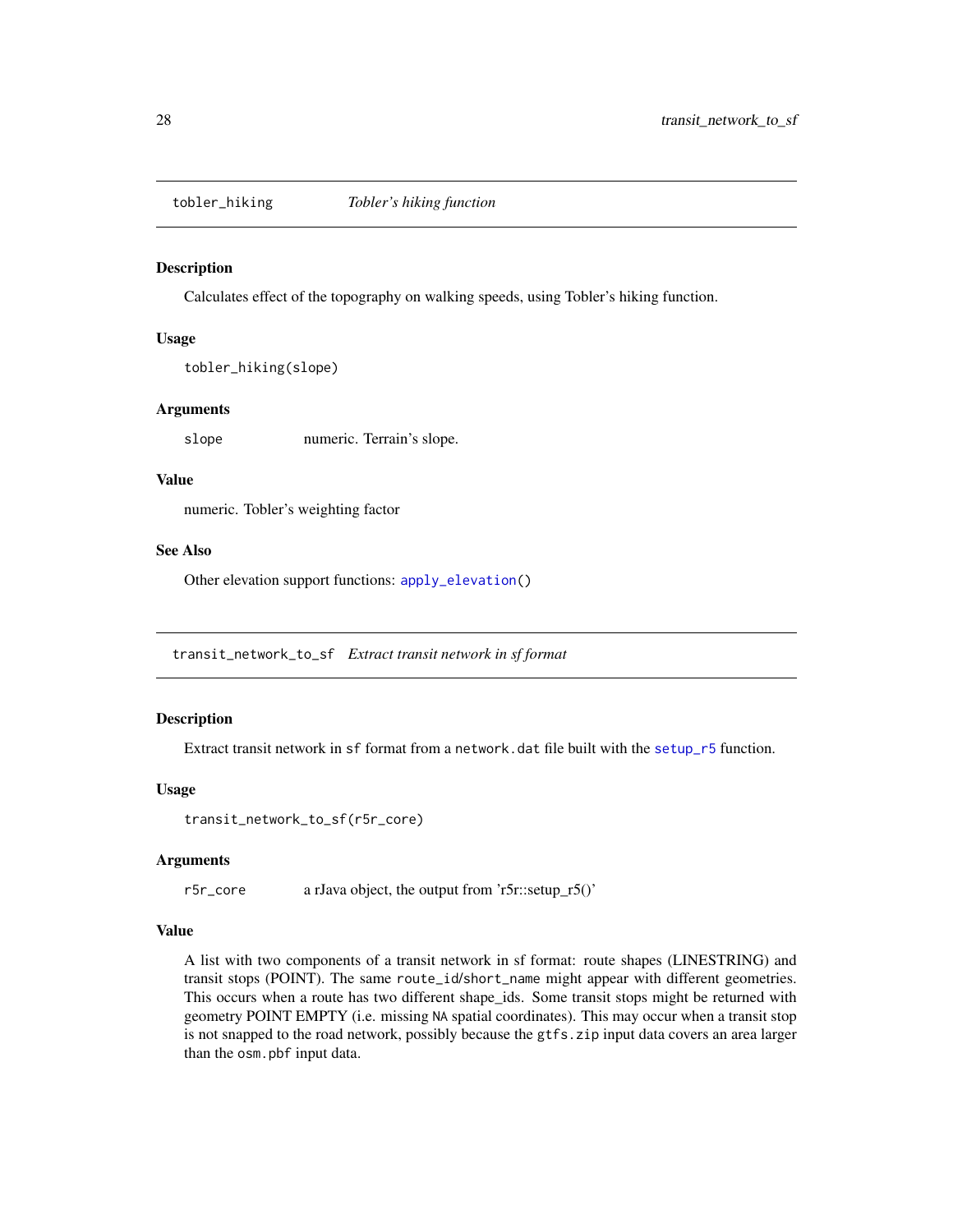## tobler_hiking *Tobler's hiking function*

### Description

Calculates effect of the topography on walking speeds, using Tobler's hiking function.

### Usage

```
tobler_hiking(slope)
```

### Arguments

| | |
|---|---|
| slope | numeric. Terrain's slope. |

### Value

numeric. Tobler's weighting factor

### See Also

Other elevation support functions: apply_elevation()

## transit_network_to_sf *Extract transit network in sf format*

### Description

Extract transit network in sf format from a network.dat file built with the setup_r5 function.

### Usage

```
transit_network_to_sf(r5r_core)
```

### Arguments

| | |
|---|---|
| r5r_core | a rJava object, the output from 'r5r::setup_r5()' |

### Value

A list with two components of a transit network in sf format: route shapes (LINESTRING) and transit stops (POINT). The same route_id/short_name might appear with different geometries. This occurs when a route has two different shape_ids. Some transit stops might be returned with geometry POINT EMPTY (i.e. missing NA spatial coordinates). This may occur when a transit stop is not snapped to the road network, possibly because the gtfs.zip input data covers an area larger than the osm.pbf input data.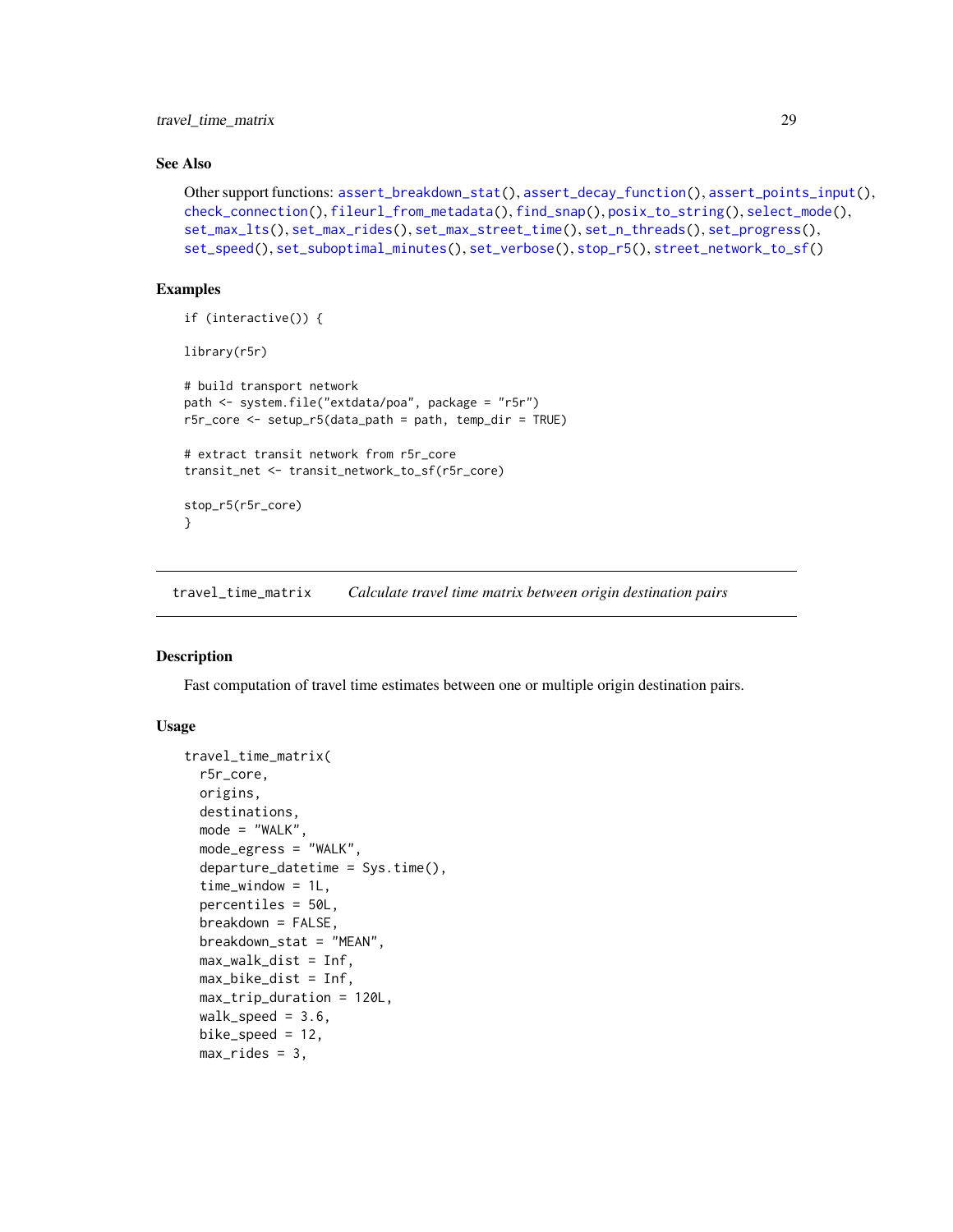## See Also

Other support functions: assert_breakdown_stat(), assert_decay_function(), assert_points_input(), check_connection(), fileurl_from_metadata(), find_snap(), posix_to_string(), select_mode(), set_max_lts(), set_max_rides(), set_max_street_time(), set_n_threads(), set_progress(), set_speed(), set_suboptimal_minutes(), set_verbose(), stop_r5(), street_network_to_sf()

## Examples

```
if (interactive()) {

library(r5r)

# build transport network
path <- system.file("extdata/poa", package = "r5r")
r5r_core <- setup_r5(data_path = path, temp_dir = TRUE)

# extract transit network from r5r_core
transit_net <- transit_network_to_sf(r5r_core)

stop_r5(r5r_core)
}
```

---

# travel_time_matrix — *Calculate travel time matrix between origin destination pairs*

---

## Description

Fast computation of travel time estimates between one or multiple origin destination pairs.

## Usage

```
travel_time_matrix(
  r5r_core,
  origins,
  destinations,
  mode = "WALK",
  mode_egress = "WALK",
  departure_datetime = Sys.time(),
  time_window = 1L,
  percentiles = 50L,
  breakdown = FALSE,
  breakdown_stat = "MEAN",
  max_walk_dist = Inf,
  max_bike_dist = Inf,
  max_trip_duration = 120L,
  walk_speed = 3.6,
  bike_speed = 12,
  max_rides = 3,
```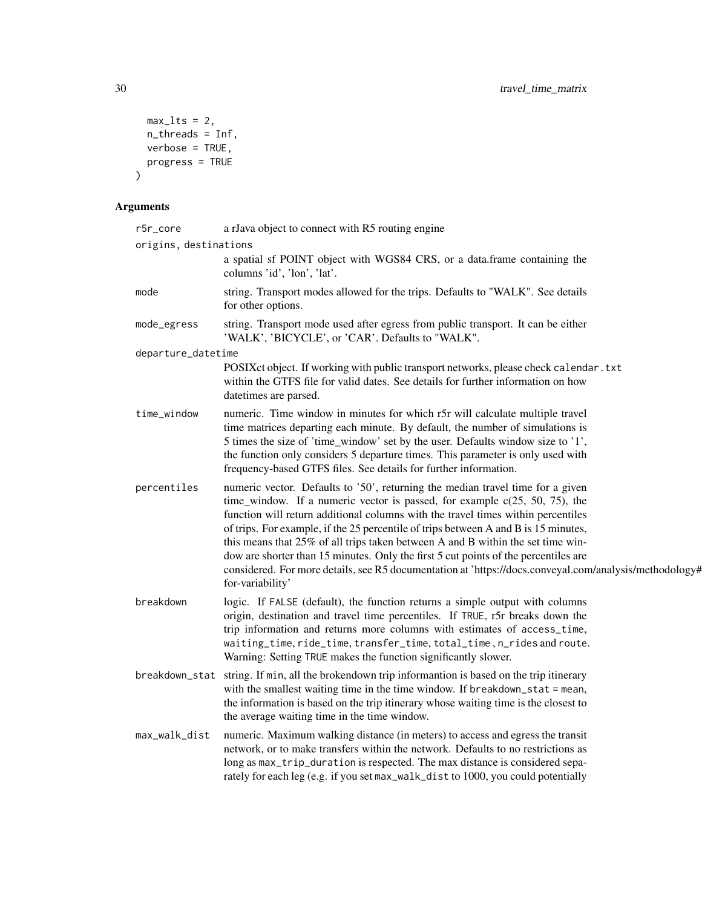```
  max_lts = 2,
  n_threads = Inf,
  verbose = TRUE,
  progress = TRUE
)
```

## Arguments

**r5r_core** a rJava object to connect with R5 routing engine

**origins, destinations** a spatial sf POINT object with WGS84 CRS, or a data.frame containing the columns 'id', 'lon', 'lat'.

**mode** string. Transport modes allowed for the trips. Defaults to "WALK". See details for other options.

**mode_egress** string. Transport mode used after egress from public transport. It can be either 'WALK', 'BICYCLE', or 'CAR'. Defaults to "WALK".

**departure_datetime** POSIXct object. If working with public transport networks, please check `calendar.txt` within the GTFS file for valid dates. See details for further information on how datetimes are parsed.

**time_window** numeric. Time window in minutes for which r5r will calculate multiple travel time matrices departing each minute. By default, the number of simulations is 5 times the size of 'time_window' set by the user. Defaults window size to '1', the function only considers 5 departure times. This parameter is only used with frequency-based GTFS files. See details for further information.

**percentiles** numeric vector. Defaults to '50', returning the median travel time for a given time_window. If a numeric vector is passed, for example c(25, 50, 75), the function will return additional columns with the travel times within percentiles of trips. For example, if the 25 percentile of trips between A and B is 15 minutes, this means that 25% of all trips taken between A and B within the set time window are shorter than 15 minutes. Only the first 5 cut points of the percentiles are considered. For more details, see R5 documentation at 'https://docs.conveyal.com/analysis/methodology#accounting-for-variability'

**breakdown** logic. If `FALSE` (default), the function returns a simple output with columns origin, destination and travel time percentiles. If `TRUE`, r5r breaks down the trip information and returns more columns with estimates of `access_time`, `waiting_time`, `ride_time`, `transfer_time`, `total_time` , `n_rides` and `route`. Warning: Setting `TRUE` makes the function significantly slower.

**breakdown_stat** string. If `min`, all the brokendown trip informantion is based on the trip itinerary with the smallest waiting time in the time window. If `breakdown_stat = mean`, the information is based on the trip itinerary whose waiting time is the closest to the average waiting time in the time window.

**max_walk_dist** numeric. Maximum walking distance (in meters) to access and egress the transit network, or to make transfers within the network. Defaults to no restrictions as long as `max_trip_duration` is respected. The max distance is considered separately for each leg (e.g. if you set `max_walk_dist` to 1000, you could potentially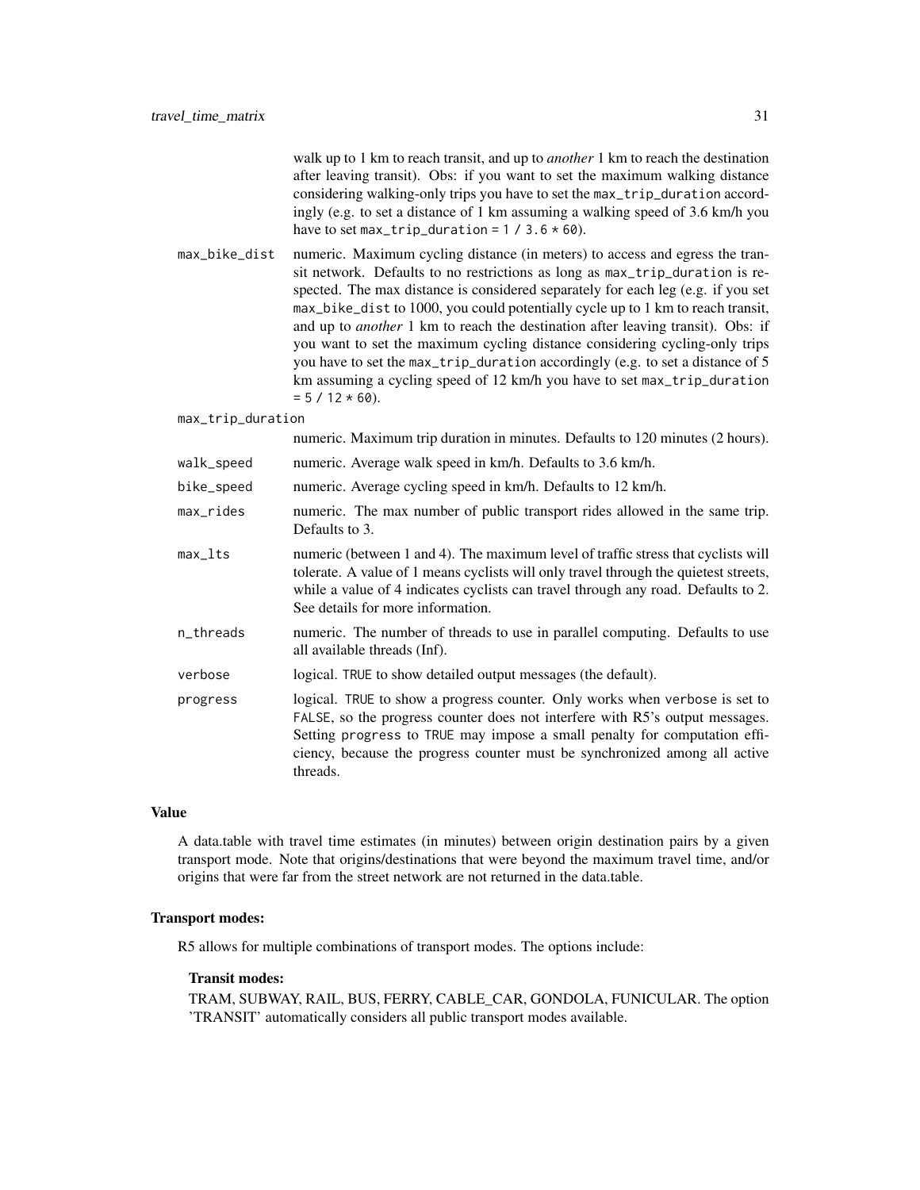walk up to 1 km to reach transit, and up to *another* 1 km to reach the destination after leaving transit). Obs: if you want to set the maximum walking distance considering walking-only trips you have to set the `max_trip_duration` accordingly (e.g. to set a distance of 1 km assuming a walking speed of 3.6 km/h you have to set `max_trip_duration = 1 / 3.6 * 60`).

`max_bike_dist`
: numeric. Maximum cycling distance (in meters) to access and egress the transit network. Defaults to no restrictions as long as `max_trip_duration` is respected. The max distance is considered separately for each leg (e.g. if you set `max_bike_dist` to 1000, you could potentially cycle up to 1 km to reach transit, and up to *another* 1 km to reach the destination after leaving transit). Obs: if you want to set the maximum cycling distance considering cycling-only trips you have to set the `max_trip_duration` accordingly (e.g. to set a distance of 5 km assuming a cycling speed of 12 km/h you have to set `max_trip_duration = 5 / 12 * 60`).

`max_trip_duration`
: numeric. Maximum trip duration in minutes. Defaults to 120 minutes (2 hours).

`walk_speed`
: numeric. Average walk speed in km/h. Defaults to 3.6 km/h.

`bike_speed`
: numeric. Average cycling speed in km/h. Defaults to 12 km/h.

`max_rides`
: numeric. The max number of public transport rides allowed in the same trip. Defaults to 3.

`max_lts`
: numeric (between 1 and 4). The maximum level of traffic stress that cyclists will tolerate. A value of 1 means cyclists will only travel through the quietest streets, while a value of 4 indicates cyclists can travel through any road. Defaults to 2. See details for more information.

`n_threads`
: numeric. The number of threads to use in parallel computing. Defaults to use all available threads (Inf).

`verbose`
: logical. `TRUE` to show detailed output messages (the default).

`progress`
: logical. `TRUE` to show a progress counter. Only works when `verbose` is set to `FALSE`, so the progress counter does not interfere with R5's output messages. Setting `progress` to `TRUE` may impose a small penalty for computation efficiency, because the progress counter must be synchronized among all active threads.

## Value

A data.table with travel time estimates (in minutes) between origin destination pairs by a given transport mode. Note that origins/destinations that were beyond the maximum travel time, and/or origins that were far from the street network are not returned in the data.table.

### Transport modes:

R5 allows for multiple combinations of transport modes. The options include:

**Transit modes:**

TRAM, SUBWAY, RAIL, BUS, FERRY, CABLE_CAR, GONDOLA, FUNICULAR. The option 'TRANSIT' automatically considers all public transport modes available.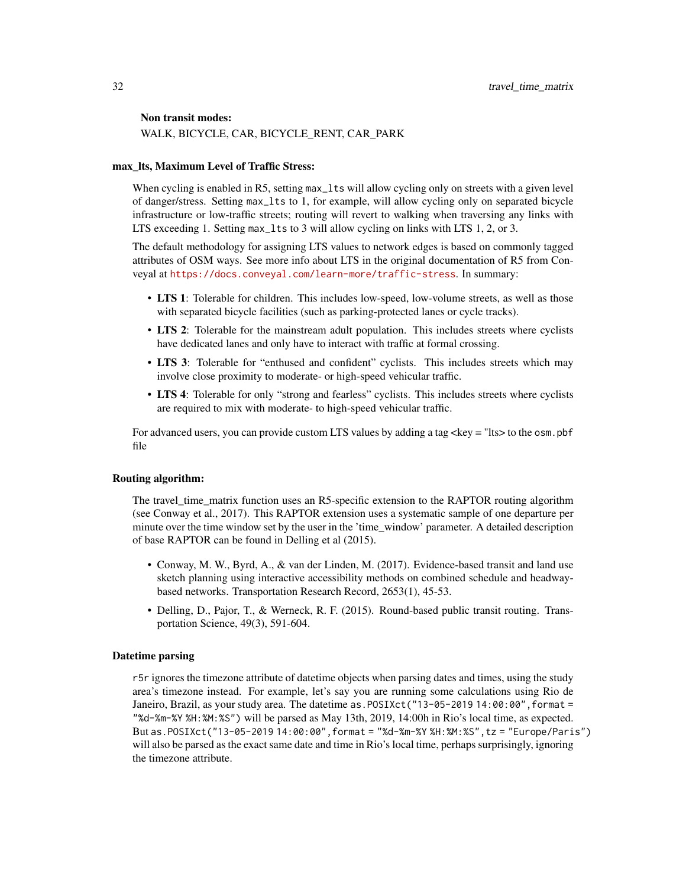**Non transit modes:**

WALK, BICYCLE, CAR, BICYCLE_RENT, CAR_PARK

### max_lts, Maximum Level of Traffic Stress:

When cycling is enabled in R5, setting `max_lts` will allow cycling only on streets with a given level of danger/stress. Setting `max_lts` to 1, for example, will allow cycling only on separated bicycle infrastructure or low-traffic streets; routing will revert to walking when traversing any links with LTS exceeding 1. Setting `max_lts` to 3 will allow cycling on links with LTS 1, 2, or 3.

The default methodology for assigning LTS values to network edges is based on commonly tagged attributes of OSM ways. See more info about LTS in the original documentation of R5 from Conveyal at https://docs.conveyal.com/learn-more/traffic-stress. In summary:

- **LTS 1**: Tolerable for children. This includes low-speed, low-volume streets, as well as those with separated bicycle facilities (such as parking-protected lanes or cycle tracks).
- **LTS 2**: Tolerable for the mainstream adult population. This includes streets where cyclists have dedicated lanes and only have to interact with traffic at formal crossing.
- **LTS 3**: Tolerable for "enthused and confident" cyclists. This includes streets which may involve close proximity to moderate- or high-speed vehicular traffic.
- **LTS 4**: Tolerable for only "strong and fearless" cyclists. This includes streets where cyclists are required to mix with moderate- to high-speed vehicular traffic.

For advanced users, you can provide custom LTS values by adding a tag <key = "lts> to the `osm.pbf` file

### Routing algorithm:

The travel_time_matrix function uses an R5-specific extension to the RAPTOR routing algorithm (see Conway et al., 2017). This RAPTOR extension uses a systematic sample of one departure per minute over the time window set by the user in the 'time_window' parameter. A detailed description of base RAPTOR can be found in Delling et al (2015).

- Conway, M. W., Byrd, A., & van der Linden, M. (2017). Evidence-based transit and land use sketch planning using interactive accessibility methods on combined schedule and headway-based networks. Transportation Research Record, 2653(1), 45-53.
- Delling, D., Pajor, T., & Werneck, R. F. (2015). Round-based public transit routing. Transportation Science, 49(3), 591-604.

### Datetime parsing

`r5r` ignores the timezone attribute of datetime objects when parsing dates and times, using the study area's timezone instead. For example, let's say you are running some calculations using Rio de Janeiro, Brazil, as your study area. The datetime `as.POSIXct("13-05-2019 14:00:00",format = "%d-%m-%Y %H:%M:%S")` will be parsed as May 13th, 2019, 14:00h in Rio's local time, as expected. But `as.POSIXct("13-05-2019 14:00:00",format = "%d-%m-%Y %H:%M:%S",tz = "Europe/Paris")` will also be parsed as the exact same date and time in Rio's local time, perhaps surprisingly, ignoring the timezone attribute.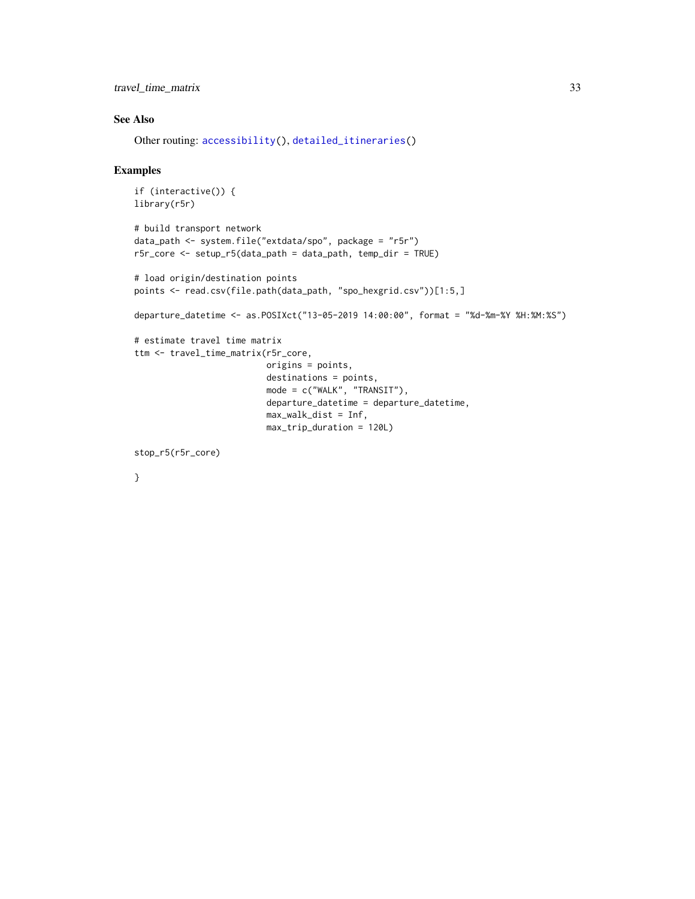## See Also

Other routing: `accessibility()`, `detailed_itineraries()`

## Examples

```
if (interactive()) {
library(r5r)

# build transport network
data_path <- system.file("extdata/spo", package = "r5r")
r5r_core <- setup_r5(data_path = data_path, temp_dir = TRUE)

# load origin/destination points
points <- read.csv(file.path(data_path, "spo_hexgrid.csv"))[1:5,]

departure_datetime <- as.POSIXct("13-05-2019 14:00:00", format = "%d-%m-%Y %H:%M:%S")

# estimate travel time matrix
ttm <- travel_time_matrix(r5r_core,
                          origins = points,
                          destinations = points,
                          mode = c("WALK", "TRANSIT"),
                          departure_datetime = departure_datetime,
                          max_walk_dist = Inf,
                          max_trip_duration = 120L)

stop_r5(r5r_core)

}
```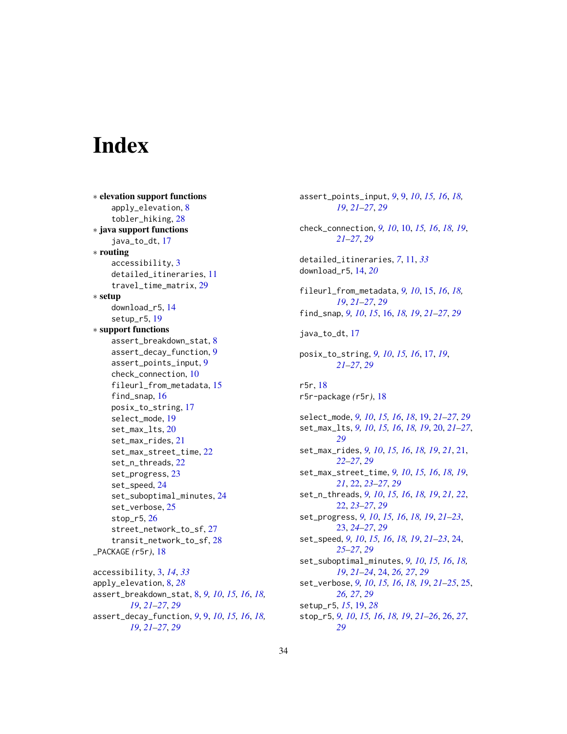# Index

∗ **elevation support functions**
- apply_elevation, 8
- tobler_hiking, 28

∗ **java support functions**
- java_to_dt, 17

∗ **routing**
- accessibility, 3
- detailed_itineraries, 11
- travel_time_matrix, 29

∗ **setup**
- download_r5, 14
- setup_r5, 19

∗ **support functions**
- assert_breakdown_stat, 8
- assert_decay_function, 9
- assert_points_input, 9
- check_connection, 10
- fileurl_from_metadata, 15
- find_snap, 16
- posix_to_string, 17
- select_mode, 19
- set_max_lts, 20
- set_max_rides, 21
- set_max_street_time, 22
- set_n_threads, 22
- set_progress, 23
- set_speed, 24
- set_suboptimal_minutes, 24
- set_verbose, 25
- stop_r5, 26
- street_network_to_sf, 27
- transit_network_to_sf, 28

_PACKAGE *(r5r)*, 18

accessibility, 3, *14*, *33*
apply_elevation, 8, *28*
assert_breakdown_stat, 8, *9*, *10*, *15*, *16*, *18*, *19*, *21–27*, *29*
assert_decay_function, *9*, 9, *10*, *15*, *16*, *18*, *19*, *21–27*, *29*
assert_points_input, *9*, 9, *10*, *15*, *16*, *18*, *19*, *21–27*, *29*

check_connection, *9*, *10*, 10, *15*, *16*, *18*, *19*, *21–27*, *29*

detailed_itineraries, *7*, 11, *33*
download_r5, 14, *20*

fileurl_from_metadata, *9*, *10*, 15, *16*, *18*, *19*, *21–27*, *29*
find_snap, *9*, *10*, *15*, 16, *18*, *19*, *21–27*, *29*

java_to_dt, 17

posix_to_string, *9*, *10*, *15*, *16*, 17, *19*, *21–27*, *29*

r5r, 18
r5r-package *(r5r)*, 18

select_mode, *9*, *10*, *15*, *16*, *18*, 19, *21–27*, *29*
set_max_lts, *9*, *10*, *15*, *16*, *18*, *19*, 20, *21–27*, *29*
set_max_rides, *9*, *10*, *15*, *16*, *18*, *19*, *21*, 21, *22–27*, *29*
set_max_street_time, *9*, *10*, *15*, *16*, *18*, *19*, *21*, 22, *23–27*, *29*
set_n_threads, *9*, *10*, *15*, *16*, *18*, *19*, *21*, *22*, 22, *23–27*, *29*
set_progress, *9*, *10*, *15*, *16*, *18*, *19*, *21–23*, 23, *24–27*, *29*
set_speed, *9*, *10*, *15*, *16*, *18*, *19*, *21–23*, 24, *25–27*, *29*
set_suboptimal_minutes, *9*, *10*, *15*, *16*, *18*, *19*, *21–24*, 24, *26*, *27*, *29*
set_verbose, *9*, *10*, *15*, *16*, *18*, *19*, *21–25*, 25, *26*, *27*, *29*
setup_r5, *15*, 19, *28*
stop_r5, *9*, *10*, *15*, *16*, *18*, *19*, *21–26*, 26, *27*, *29*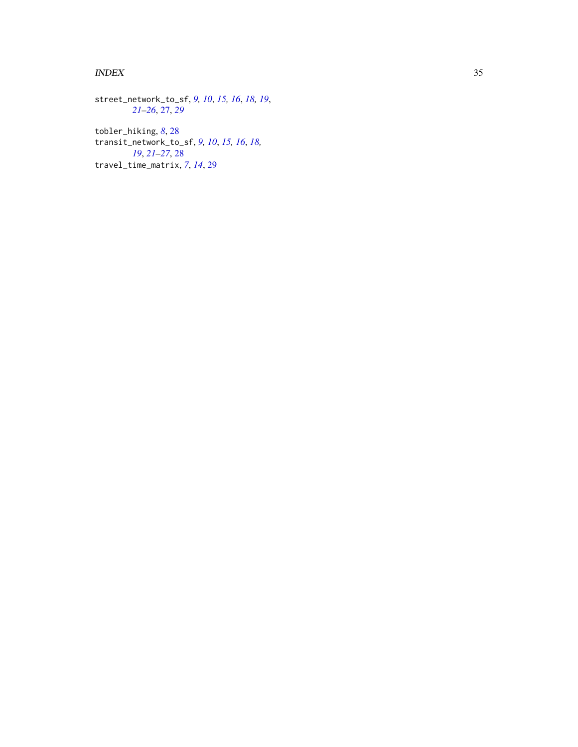street_network_to_sf, *9, 10*, *15, 16*, *18, 19*, *21–26*, 27, *29*

tobler_hiking, *8*, 28
transit_network_to_sf, *9, 10*, *15, 16*, *18, 19*, *21–27*, 28
travel_time_matrix, *7*, *14*, 29